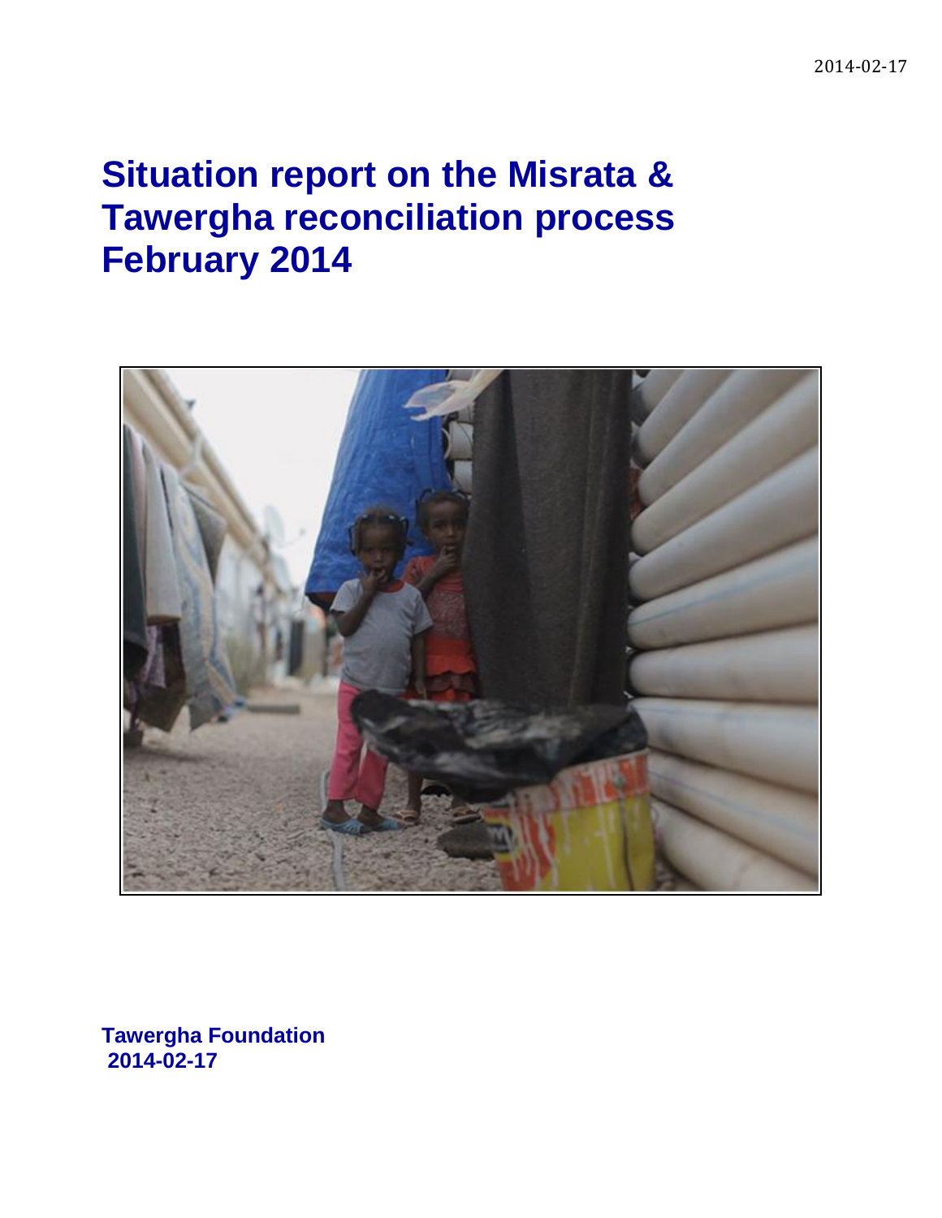# Situation report on the Misrata & Tawergha reconciliation process February 2014

**Tawergha Foundation**
**2014-02-17**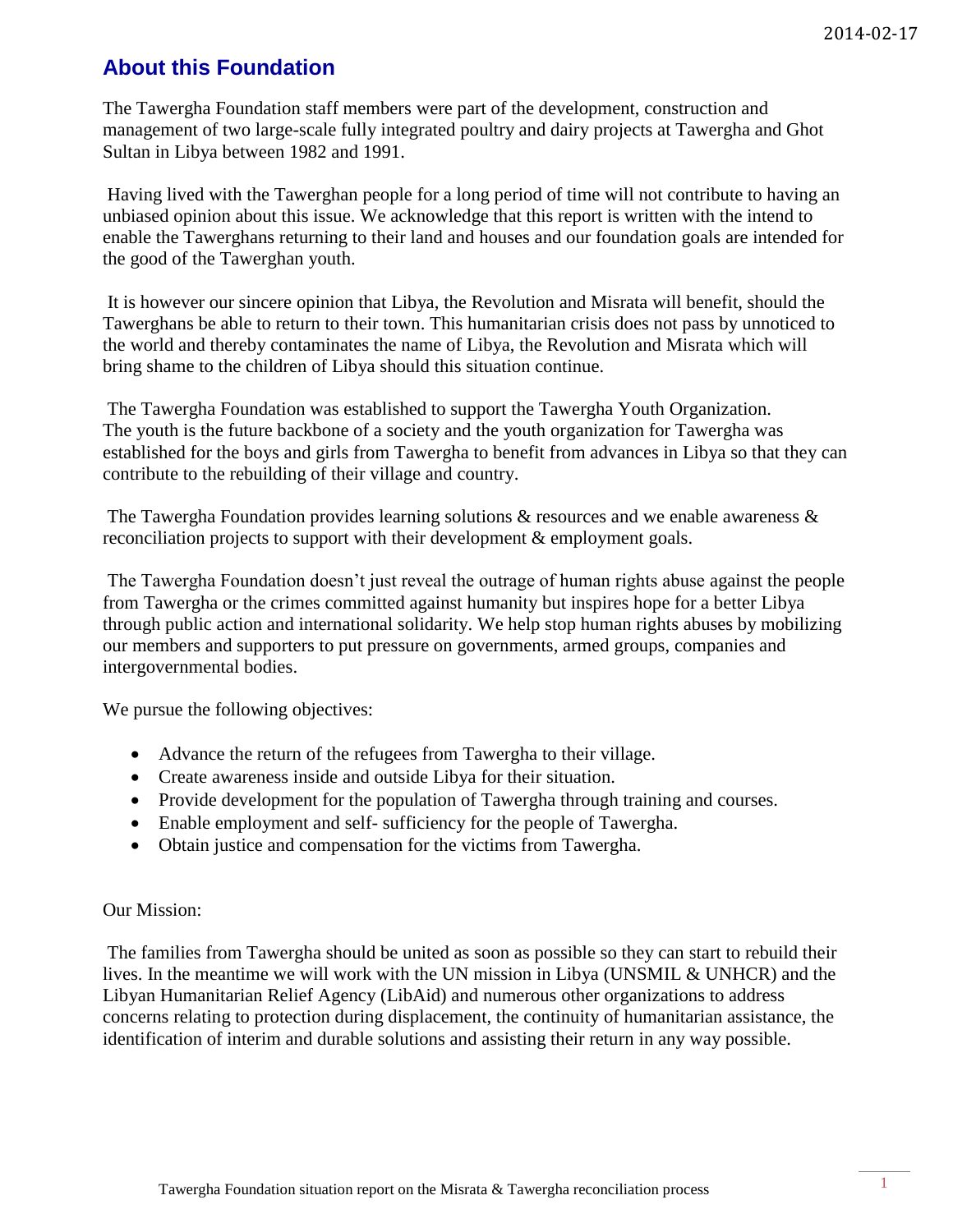## About this Foundation

The Tawergha Foundation staff members were part of the development, construction and management of two large-scale fully integrated poultry and dairy projects at Tawergha and Ghot Sultan in Libya between 1982 and 1991.

Having lived with the Tawerghan people for a long period of time will not contribute to having an unbiased opinion about this issue. We acknowledge that this report is written with the intend to enable the Tawerghans returning to their land and houses and our foundation goals are intended for the good of the Tawerghan youth.

It is however our sincere opinion that Libya, the Revolution and Misrata will benefit, should the Tawerghans be able to return to their town. This humanitarian crisis does not pass by unnoticed to the world and thereby contaminates the name of Libya, the Revolution and Misrata which will bring shame to the children of Libya should this situation continue.

The Tawergha Foundation was established to support the Tawergha Youth Organization. The youth is the future backbone of a society and the youth organization for Tawergha was established for the boys and girls from Tawergha to benefit from advances in Libya so that they can contribute to the rebuilding of their village and country.

The Tawergha Foundation provides learning solutions & resources and we enable awareness & reconciliation projects to support with their development & employment goals.

The Tawergha Foundation doesn't just reveal the outrage of human rights abuse against the people from Tawergha or the crimes committed against humanity but inspires hope for a better Libya through public action and international solidarity. We help stop human rights abuses by mobilizing our members and supporters to put pressure on governments, armed groups, companies and intergovernmental bodies.

We pursue the following objectives:

- Advance the return of the refugees from Tawergha to their village.
- Create awareness inside and outside Libya for their situation.
- Provide development for the population of Tawergha through training and courses.
- Enable employment and self- sufficiency for the people of Tawergha.
- Obtain justice and compensation for the victims from Tawergha.

Our Mission:

The families from Tawergha should be united as soon as possible so they can start to rebuild their lives. In the meantime we will work with the UN mission in Libya (UNSMIL & UNHCR) and the Libyan Humanitarian Relief Agency (LibAid) and numerous other organizations to address concerns relating to protection during displacement, the continuity of humanitarian assistance, the identification of interim and durable solutions and assisting their return in any way possible.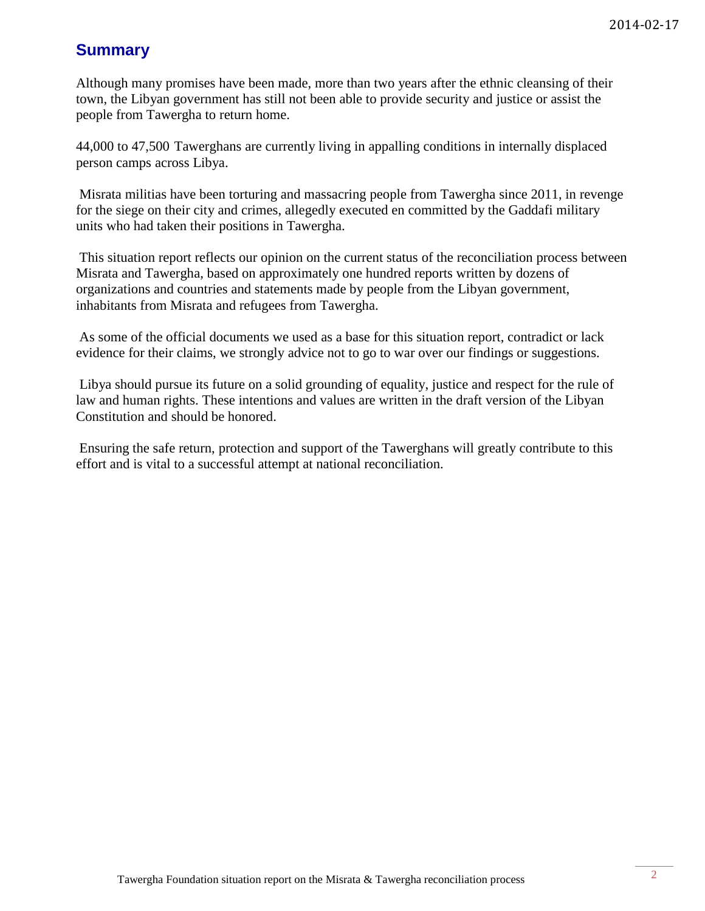## Summary

Although many promises have been made, more than two years after the ethnic cleansing of their town, the Libyan government has still not been able to provide security and justice or assist the people from Tawergha to return home.

44,000 to 47,500 Tawerghans are currently living in appalling conditions in internally displaced person camps across Libya.

Misrata militias have been torturing and massacring people from Tawergha since 2011, in revenge for the siege on their city and crimes, allegedly executed en committed by the Gaddafi military units who had taken their positions in Tawergha.

This situation report reflects our opinion on the current status of the reconciliation process between Misrata and Tawergha, based on approximately one hundred reports written by dozens of organizations and countries and statements made by people from the Libyan government, inhabitants from Misrata and refugees from Tawergha.

As some of the official documents we used as a base for this situation report, contradict or lack evidence for their claims, we strongly advice not to go to war over our findings or suggestions.

Libya should pursue its future on a solid grounding of equality, justice and respect for the rule of law and human rights. These intentions and values are written in the draft version of the Libyan Constitution and should be honored.

Ensuring the safe return, protection and support of the Tawerghans will greatly contribute to this effort and is vital to a successful attempt at national reconciliation.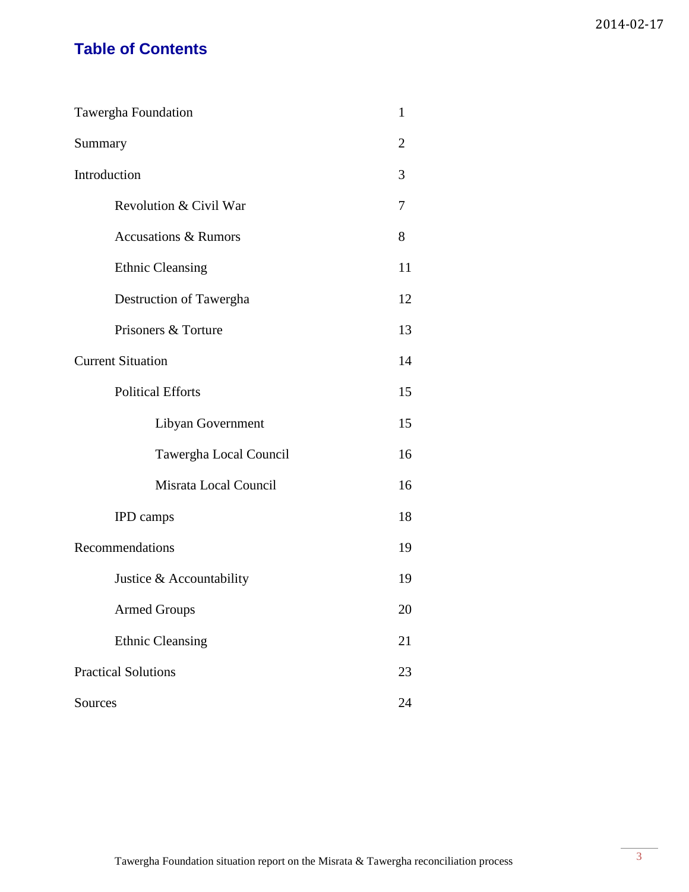## Table of Contents

| | |
|---|---|
| Tawergha Foundation | 1 |
| Summary | 2 |
| Introduction | 3 |
|     Revolution & Civil War | 7 |
|     Accusations & Rumors | 8 |
|     Ethnic Cleansing | 11 |
|     Destruction of Tawergha | 12 |
|     Prisoners & Torture | 13 |
| Current Situation | 14 |
|     Political Efforts | 15 |
|         Libyan Government | 15 |
|         Tawergha Local Council | 16 |
|         Misrata Local Council | 16 |
|     IPD camps | 18 |
| Recommendations | 19 |
|     Justice & Accountability | 19 |
|     Armed Groups | 20 |
|     Ethnic Cleansing | 21 |
| Practical Solutions | 23 |
| Sources | 24 |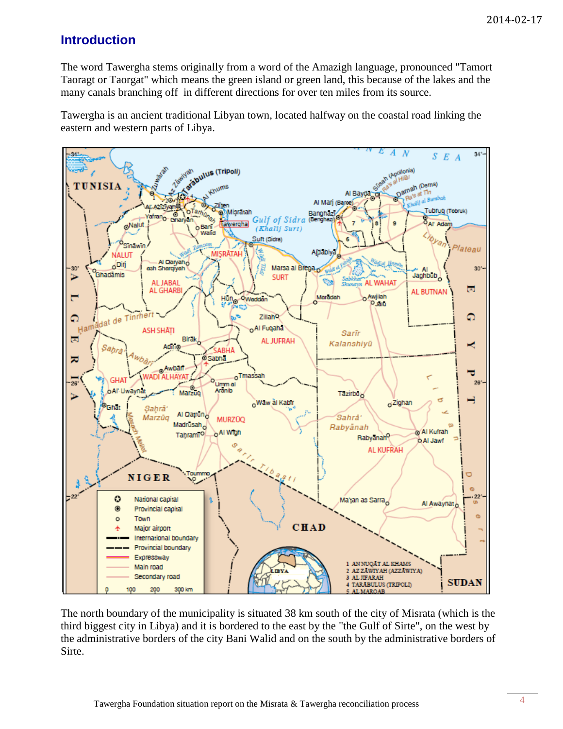## Introduction

The word Tawergha stems originally from a word of the Amazigh language, pronounced "Tamort Taoragt or Taorgat" which means the green island or green land, this because of the lakes and the many canals branching off in different directions for over ten miles from its source.

Tawergha is an ancient traditional Libyan town, located halfway on the coastal road linking the eastern and western parts of Libya.

The north boundary of the municipality is situated 38 km south of the city of Misrata (which is the third biggest city in Libya) and it is bordered to the east by the "the Gulf of Sirte", on the west by the administrative borders of the city Bani Walid and on the south by the administrative borders of Sirte.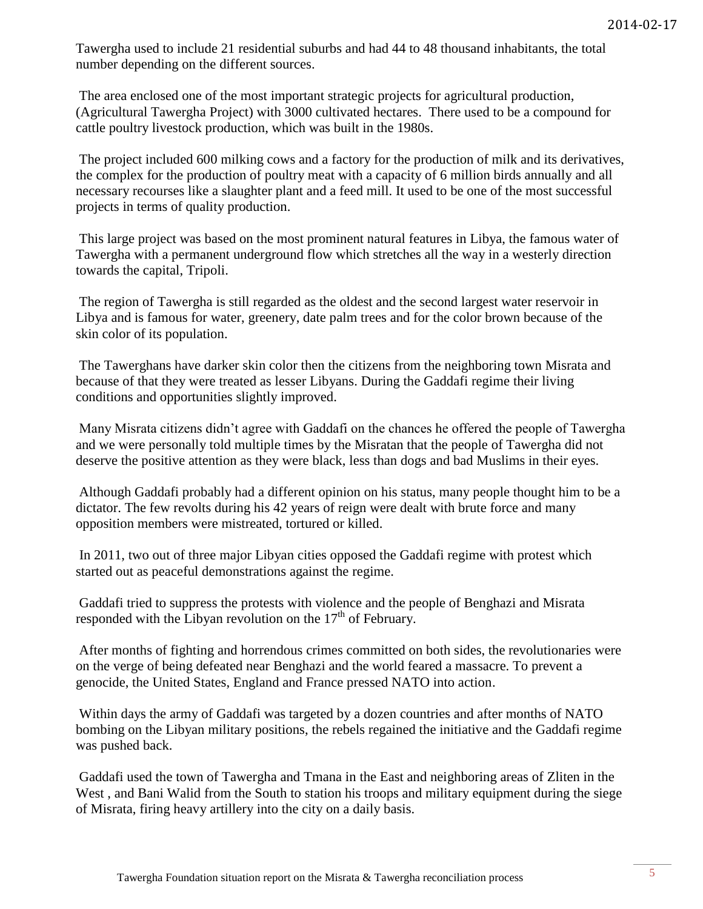Tawergha used to include 21 residential suburbs and had 44 to 48 thousand inhabitants, the total number depending on the different sources.

The area enclosed one of the most important strategic projects for agricultural production, (Agricultural Tawergha Project) with 3000 cultivated hectares. There used to be a compound for cattle poultry livestock production, which was built in the 1980s.

The project included 600 milking cows and a factory for the production of milk and its derivatives, the complex for the production of poultry meat with a capacity of 6 million birds annually and all necessary recourses like a slaughter plant and a feed mill. It used to be one of the most successful projects in terms of quality production.

This large project was based on the most prominent natural features in Libya, the famous water of Tawergha with a permanent underground flow which stretches all the way in a westerly direction towards the capital, Tripoli.

The region of Tawergha is still regarded as the oldest and the second largest water reservoir in Libya and is famous for water, greenery, date palm trees and for the color brown because of the skin color of its population.

The Tawerghans have darker skin color then the citizens from the neighboring town Misrata and because of that they were treated as lesser Libyans. During the Gaddafi regime their living conditions and opportunities slightly improved.

Many Misrata citizens didn't agree with Gaddafi on the chances he offered the people of Tawergha and we were personally told multiple times by the Misratan that the people of Tawergha did not deserve the positive attention as they were black, less than dogs and bad Muslims in their eyes.

Although Gaddafi probably had a different opinion on his status, many people thought him to be a dictator. The few revolts during his 42 years of reign were dealt with brute force and many opposition members were mistreated, tortured or killed.

In 2011, two out of three major Libyan cities opposed the Gaddafi regime with protest which started out as peaceful demonstrations against the regime.

Gaddafi tried to suppress the protests with violence and the people of Benghazi and Misrata responded with the Libyan revolution on the 17th of February.

After months of fighting and horrendous crimes committed on both sides, the revolutionaries were on the verge of being defeated near Benghazi and the world feared a massacre. To prevent a genocide, the United States, England and France pressed NATO into action.

Within days the army of Gaddafi was targeted by a dozen countries and after months of NATO bombing on the Libyan military positions, the rebels regained the initiative and the Gaddafi regime was pushed back.

Gaddafi used the town of Tawergha and Tmana in the East and neighboring areas of Zliten in the West , and Bani Walid from the South to station his troops and military equipment during the siege of Misrata, firing heavy artillery into the city on a daily basis.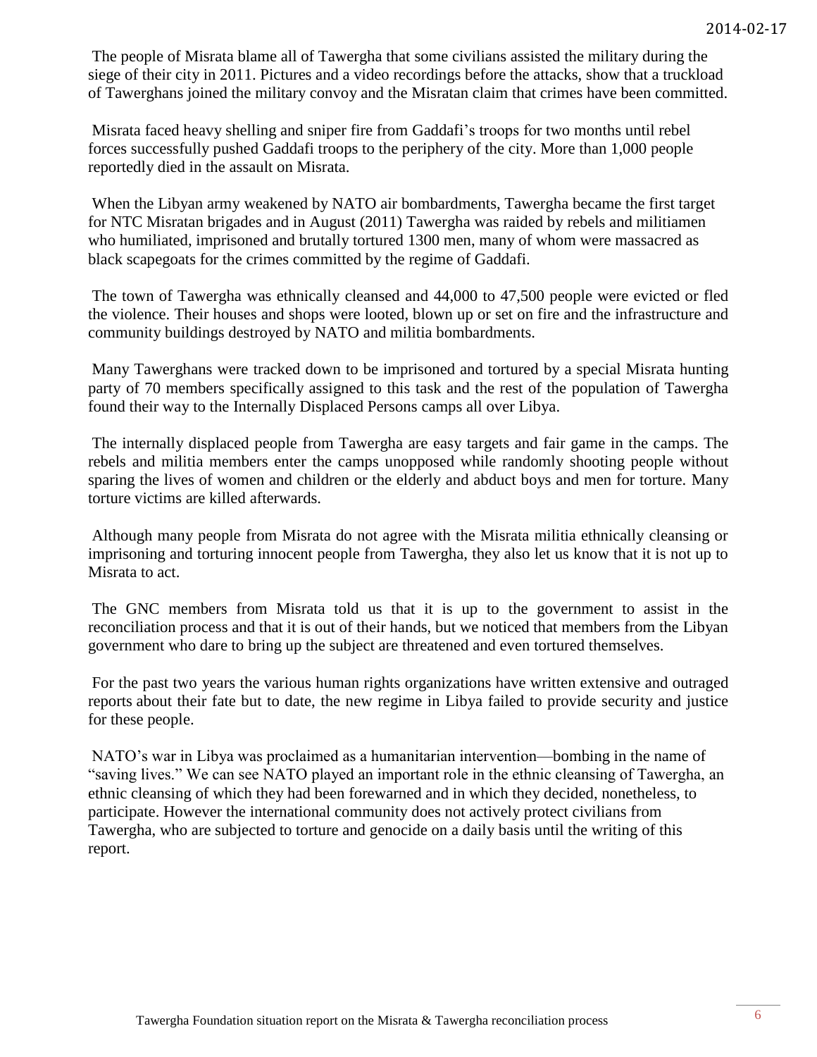The people of Misrata blame all of Tawergha that some civilians assisted the military during the siege of their city in 2011. Pictures and a video recordings before the attacks, show that a truckload of Tawerghans joined the military convoy and the Misratan claim that crimes have been committed.

Misrata faced heavy shelling and sniper fire from Gaddafi's troops for two months until rebel forces successfully pushed Gaddafi troops to the periphery of the city. More than 1,000 people reportedly died in the assault on Misrata.

When the Libyan army weakened by NATO air bombardments, Tawergha became the first target for NTC Misratan brigades and in August (2011) Tawergha was raided by rebels and militiamen who humiliated, imprisoned and brutally tortured 1300 men, many of whom were massacred as black scapegoats for the crimes committed by the regime of Gaddafi.

The town of Tawergha was ethnically cleansed and 44,000 to 47,500 people were evicted or fled the violence. Their houses and shops were looted, blown up or set on fire and the infrastructure and community buildings destroyed by NATO and militia bombardments.

Many Tawerghans were tracked down to be imprisoned and tortured by a special Misrata hunting party of 70 members specifically assigned to this task and the rest of the population of Tawergha found their way to the Internally Displaced Persons camps all over Libya.

The internally displaced people from Tawergha are easy targets and fair game in the camps. The rebels and militia members enter the camps unopposed while randomly shooting people without sparing the lives of women and children or the elderly and abduct boys and men for torture. Many torture victims are killed afterwards.

Although many people from Misrata do not agree with the Misrata militia ethnically cleansing or imprisoning and torturing innocent people from Tawergha, they also let us know that it is not up to Misrata to act.

The GNC members from Misrata told us that it is up to the government to assist in the reconciliation process and that it is out of their hands, but we noticed that members from the Libyan government who dare to bring up the subject are threatened and even tortured themselves.

For the past two years the various human rights organizations have written extensive and outraged reports about their fate but to date, the new regime in Libya failed to provide security and justice for these people.

NATO's war in Libya was proclaimed as a humanitarian intervention—bombing in the name of "saving lives." We can see NATO played an important role in the ethnic cleansing of Tawergha, an ethnic cleansing of which they had been forewarned and in which they decided, nonetheless, to participate. However the international community does not actively protect civilians from Tawergha, who are subjected to torture and genocide on a daily basis until the writing of this report.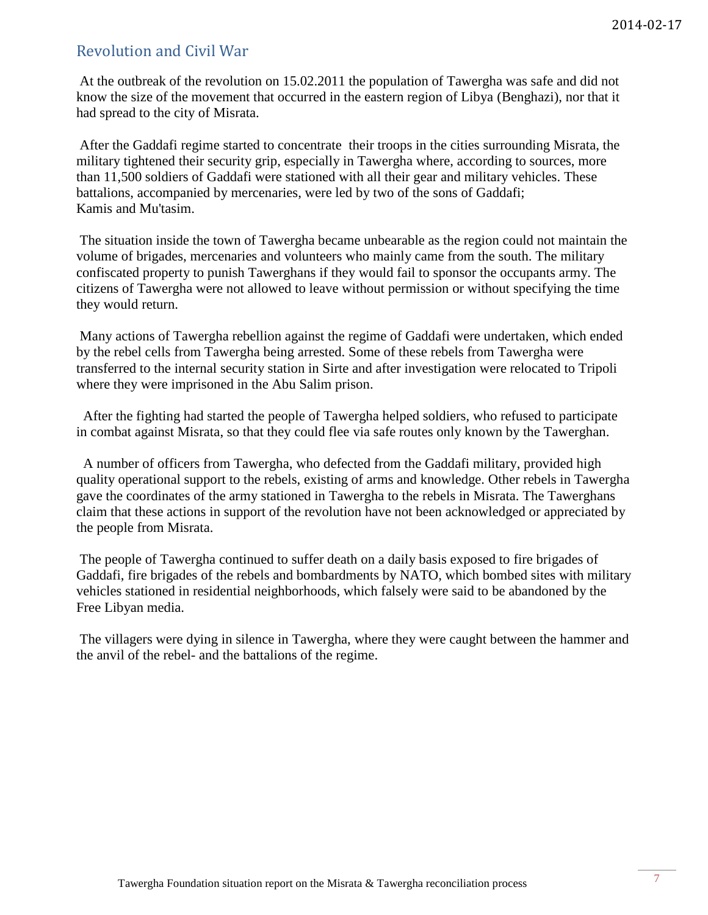## Revolution and Civil War

At the outbreak of the revolution on 15.02.2011 the population of Tawergha was safe and did not know the size of the movement that occurred in the eastern region of Libya (Benghazi), nor that it had spread to the city of Misrata.

After the Gaddafi regime started to concentrate their troops in the cities surrounding Misrata, the military tightened their security grip, especially in Tawergha where, according to sources, more than 11,500 soldiers of Gaddafi were stationed with all their gear and military vehicles. These battalions, accompanied by mercenaries, were led by two of the sons of Gaddafi; Kamis and Mu'tasim.

The situation inside the town of Tawergha became unbearable as the region could not maintain the volume of brigades, mercenaries and volunteers who mainly came from the south. The military confiscated property to punish Tawerghans if they would fail to sponsor the occupants army. The citizens of Tawergha were not allowed to leave without permission or without specifying the time they would return.

Many actions of Tawergha rebellion against the regime of Gaddafi were undertaken, which ended by the rebel cells from Tawergha being arrested. Some of these rebels from Tawergha were transferred to the internal security station in Sirte and after investigation were relocated to Tripoli where they were imprisoned in the Abu Salim prison.

After the fighting had started the people of Tawergha helped soldiers, who refused to participate in combat against Misrata, so that they could flee via safe routes only known by the Tawerghan.

A number of officers from Tawergha, who defected from the Gaddafi military, provided high quality operational support to the rebels, existing of arms and knowledge. Other rebels in Tawergha gave the coordinates of the army stationed in Tawergha to the rebels in Misrata. The Tawerghans claim that these actions in support of the revolution have not been acknowledged or appreciated by the people from Misrata.

The people of Tawergha continued to suffer death on a daily basis exposed to fire brigades of Gaddafi, fire brigades of the rebels and bombardments by NATO, which bombed sites with military vehicles stationed in residential neighborhoods, which falsely were said to be abandoned by the Free Libyan media.

The villagers were dying in silence in Tawergha, where they were caught between the hammer and the anvil of the rebel- and the battalions of the regime.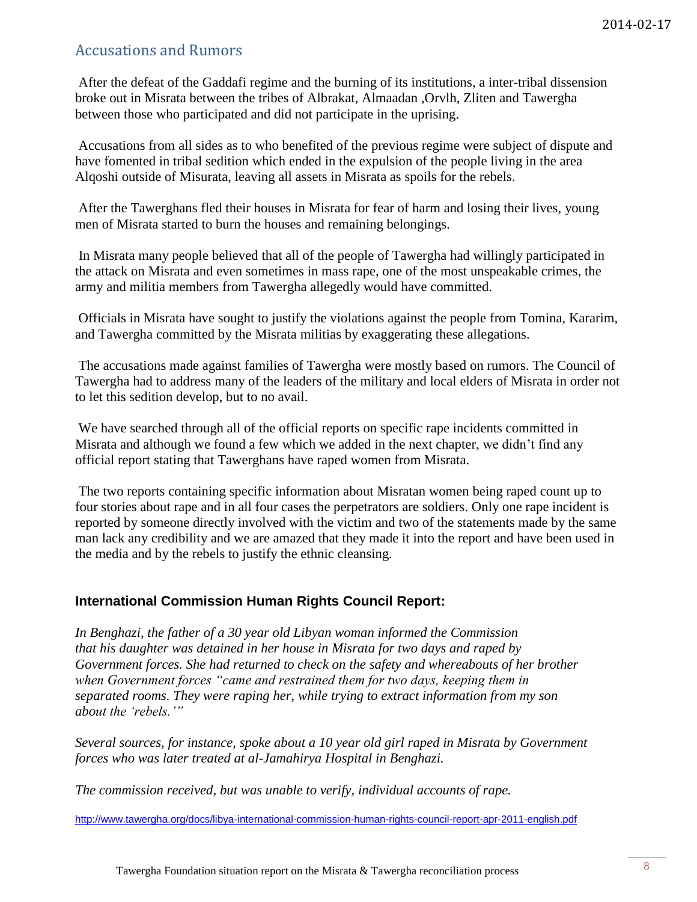## Accusations and Rumors

After the defeat of the Gaddafi regime and the burning of its institutions, a inter-tribal dissension broke out in Misrata between the tribes of Albrakat, Almaadan ,Orvlh, Zliten and Tawergha between those who participated and did not participate in the uprising.

Accusations from all sides as to who benefited of the previous regime were subject of dispute and have fomented in tribal sedition which ended in the expulsion of the people living in the area Alqoshi outside of Misurata, leaving all assets in Misrata as spoils for the rebels.

After the Tawerghans fled their houses in Misrata for fear of harm and losing their lives, young men of Misrata started to burn the houses and remaining belongings.

In Misrata many people believed that all of the people of Tawergha had willingly participated in the attack on Misrata and even sometimes in mass rape, one of the most unspeakable crimes, the army and militia members from Tawergha allegedly would have committed.

Officials in Misrata have sought to justify the violations against the people from Tomina, Kararim, and Tawergha committed by the Misrata militias by exaggerating these allegations.

The accusations made against families of Tawergha were mostly based on rumors. The Council of Tawergha had to address many of the leaders of the military and local elders of Misrata in order not to let this sedition develop, but to no avail.

We have searched through all of the official reports on specific rape incidents committed in Misrata and although we found a few which we added in the next chapter, we didn't find any official report stating that Tawerghans have raped women from Misrata.

The two reports containing specific information about Misratan women being raped count up to four stories about rape and in all four cases the perpetrators are soldiers. Only one rape incident is reported by someone directly involved with the victim and two of the statements made by the same man lack any credibility and we are amazed that they made it into the report and have been used in the media and by the rebels to justify the ethnic cleansing.

### International Commission Human Rights Council Report:

*In Benghazi, the father of a 30 year old Libyan woman informed the Commission that his daughter was detained in her house in Misrata for two days and raped by Government forces. She had returned to check on the safety and whereabouts of her brother when Government forces "came and restrained them for two days, keeping them in separated rooms. They were raping her, while trying to extract information from my son about the 'rebels.'"*

*Several sources, for instance, spoke about a 10 year old girl raped in Misrata by Government forces who was later treated at al-Jamahirya Hospital in Benghazi.*

*The commission received, but was unable to verify, individual accounts of rape.*

http://www.tawergha.org/docs/libya-international-commission-human-rights-council-report-apr-2011-english.pdf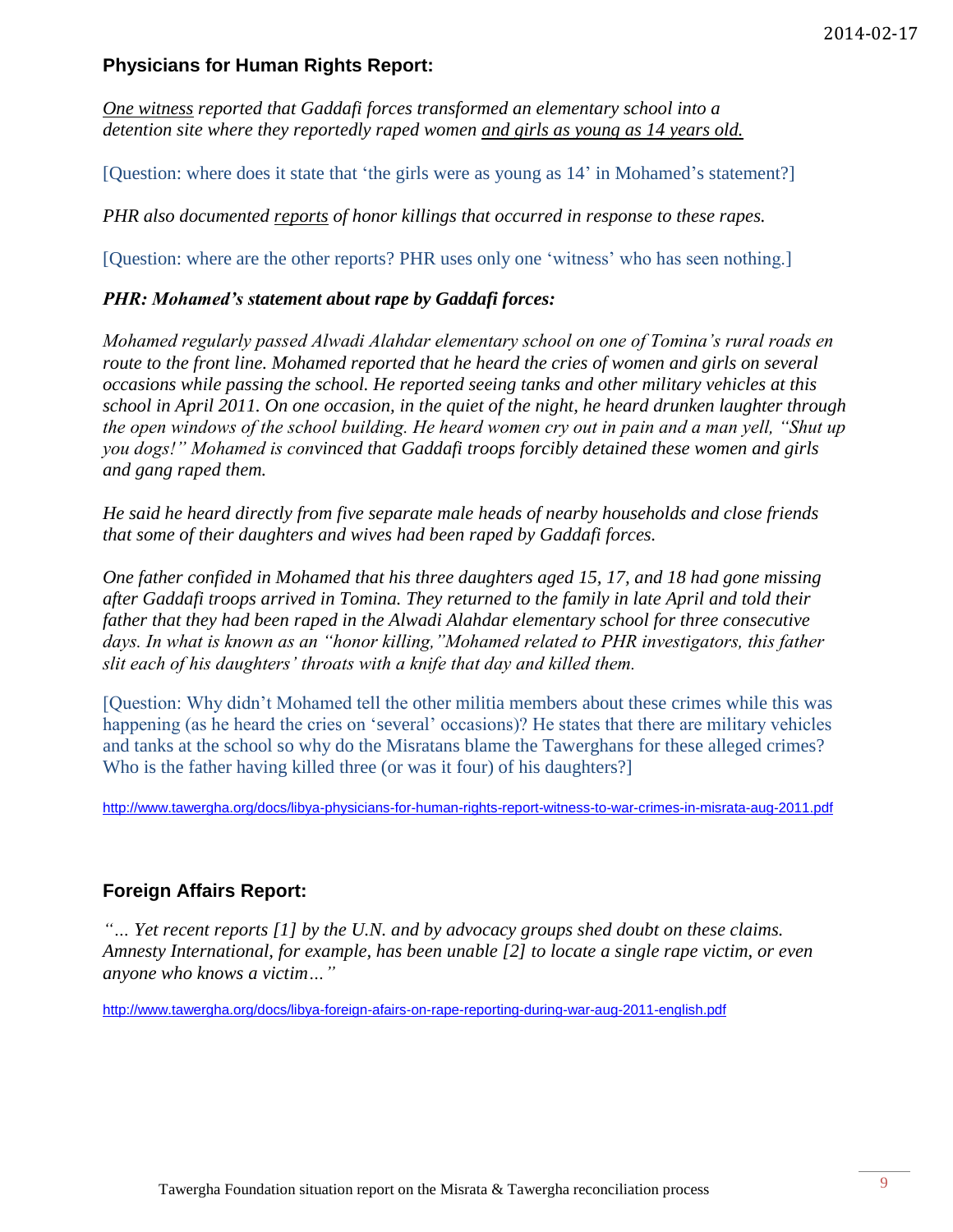## Physicians for Human Rights Report:

*<u>One witness</u> reported that Gaddafi forces transformed an elementary school into a detention site where they reportedly raped women <u>and girls as young as 14 years old.</u>*

[Question: where does it state that 'the girls were as young as 14' in Mohamed's statement?]

*PHR also documented <u>reports</u> of honor killings that occurred in response to these rapes.*

[Question: where are the other reports? PHR uses only one 'witness' who has seen nothing.]

***PHR: Mohamed's statement about rape by Gaddafi forces:***

*Mohamed regularly passed Alwadi Alahdar elementary school on one of Tomina's rural roads en route to the front line. Mohamed reported that he heard the cries of women and girls on several occasions while passing the school. He reported seeing tanks and other military vehicles at this school in April 2011. On one occasion, in the quiet of the night, he heard drunken laughter through the open windows of the school building. He heard women cry out in pain and a man yell, "Shut up you dogs!" Mohamed is convinced that Gaddafi troops forcibly detained these women and girls and gang raped them.*

*He said he heard directly from five separate male heads of nearby households and close friends that some of their daughters and wives had been raped by Gaddafi forces.*

*One father confided in Mohamed that his three daughters aged 15, 17, and 18 had gone missing after Gaddafi troops arrived in Tomina. They returned to the family in late April and told their father that they had been raped in the Alwadi Alahdar elementary school for three consecutive days. In what is known as an "honor killing,"Mohamed related to PHR investigators, this father slit each of his daughters' throats with a knife that day and killed them.*

[Question: Why didn't Mohamed tell the other militia members about these crimes while this was happening (as he heard the cries on 'several' occasions)? He states that there are military vehicles and tanks at the school so why do the Misratans blame the Tawerghans for these alleged crimes? Who is the father having killed three (or was it four) of his daughters?]

http://www.tawergha.org/docs/libya-physicians-for-human-rights-report-witness-to-war-crimes-in-misrata-aug-2011.pdf

## Foreign Affairs Report:

*"… Yet recent reports [1] by the U.N. and by advocacy groups shed doubt on these claims. Amnesty International, for example, has been unable [2] to locate a single rape victim, or even anyone who knows a victim…"*

http://www.tawergha.org/docs/libya-foreign-afairs-on-rape-reporting-during-war-aug-2011-english.pdf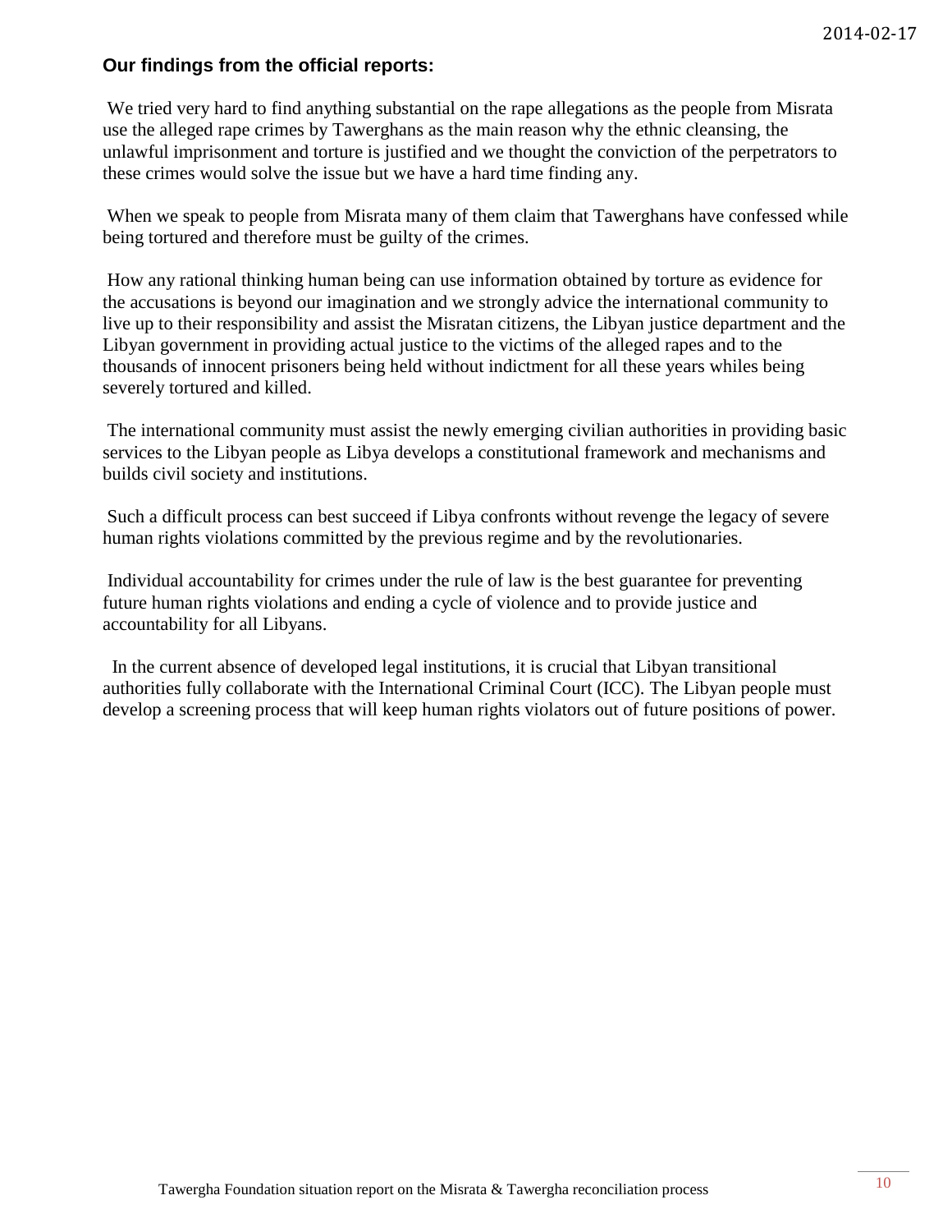**Our findings from the official reports:**

We tried very hard to find anything substantial on the rape allegations as the people from Misrata use the alleged rape crimes by Tawerghans as the main reason why the ethnic cleansing, the unlawful imprisonment and torture is justified and we thought the conviction of the perpetrators to these crimes would solve the issue but we have a hard time finding any.

When we speak to people from Misrata many of them claim that Tawerghans have confessed while being tortured and therefore must be guilty of the crimes.

How any rational thinking human being can use information obtained by torture as evidence for the accusations is beyond our imagination and we strongly advice the international community to live up to their responsibility and assist the Misratan citizens, the Libyan justice department and the Libyan government in providing actual justice to the victims of the alleged rapes and to the thousands of innocent prisoners being held without indictment for all these years whiles being severely tortured and killed.

The international community must assist the newly emerging civilian authorities in providing basic services to the Libyan people as Libya develops a constitutional framework and mechanisms and builds civil society and institutions.

Such a difficult process can best succeed if Libya confronts without revenge the legacy of severe human rights violations committed by the previous regime and by the revolutionaries.

Individual accountability for crimes under the rule of law is the best guarantee for preventing future human rights violations and ending a cycle of violence and to provide justice and accountability for all Libyans.

In the current absence of developed legal institutions, it is crucial that Libyan transitional authorities fully collaborate with the International Criminal Court (ICC). The Libyan people must develop a screening process that will keep human rights violators out of future positions of power.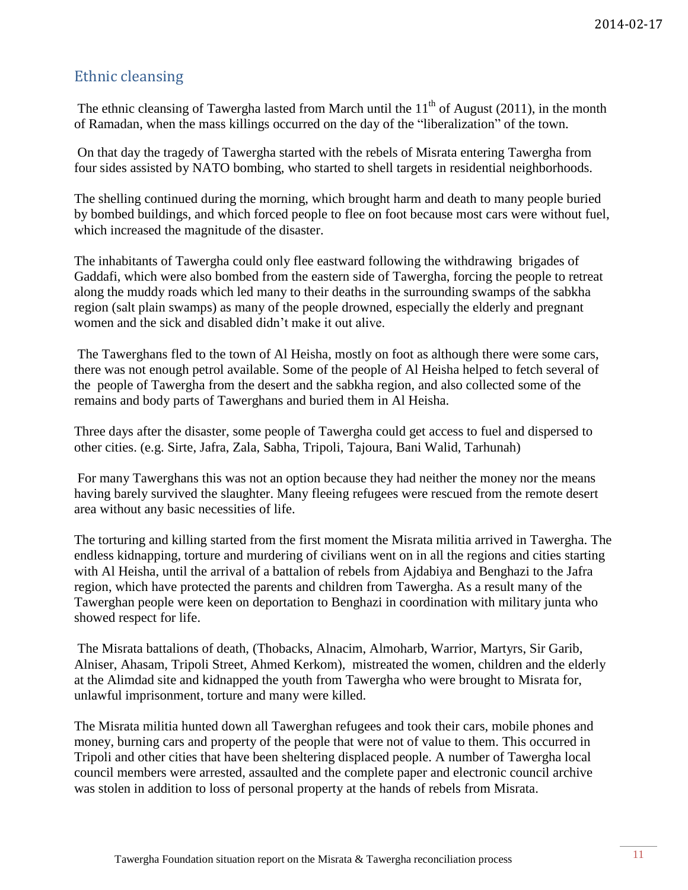## Ethnic cleansing

The ethnic cleansing of Tawergha lasted from March until the 11th of August (2011), in the month of Ramadan, when the mass killings occurred on the day of the "liberalization" of the town.

On that day the tragedy of Tawergha started with the rebels of Misrata entering Tawergha from four sides assisted by NATO bombing, who started to shell targets in residential neighborhoods.

The shelling continued during the morning, which brought harm and death to many people buried by bombed buildings, and which forced people to flee on foot because most cars were without fuel, which increased the magnitude of the disaster.

The inhabitants of Tawergha could only flee eastward following the withdrawing brigades of Gaddafi, which were also bombed from the eastern side of Tawergha, forcing the people to retreat along the muddy roads which led many to their deaths in the surrounding swamps of the sabkha region (salt plain swamps) as many of the people drowned, especially the elderly and pregnant women and the sick and disabled didn't make it out alive.

The Tawerghans fled to the town of Al Heisha, mostly on foot as although there were some cars, there was not enough petrol available. Some of the people of Al Heisha helped to fetch several of the people of Tawergha from the desert and the sabkha region, and also collected some of the remains and body parts of Tawerghans and buried them in Al Heisha.

Three days after the disaster, some people of Tawergha could get access to fuel and dispersed to other cities. (e.g. Sirte, Jafra, Zala, Sabha, Tripoli, Tajoura, Bani Walid, Tarhunah)

For many Tawerghans this was not an option because they had neither the money nor the means having barely survived the slaughter. Many fleeing refugees were rescued from the remote desert area without any basic necessities of life.

The torturing and killing started from the first moment the Misrata militia arrived in Tawergha. The endless kidnapping, torture and murdering of civilians went on in all the regions and cities starting with Al Heisha, until the arrival of a battalion of rebels from Ajdabiya and Benghazi to the Jafra region, which have protected the parents and children from Tawergha. As a result many of the Tawerghan people were keen on deportation to Benghazi in coordination with military junta who showed respect for life.

The Misrata battalions of death, (Thobacks, Alnacim, Almoharb, Warrior, Martyrs, Sir Garib, Alniser, Ahasam, Tripoli Street, Ahmed Kerkom), mistreated the women, children and the elderly at the Alimdad site and kidnapped the youth from Tawergha who were brought to Misrata for, unlawful imprisonment, torture and many were killed.

The Misrata militia hunted down all Tawerghan refugees and took their cars, mobile phones and money, burning cars and property of the people that were not of value to them. This occurred in Tripoli and other cities that have been sheltering displaced people. A number of Tawergha local council members were arrested, assaulted and the complete paper and electronic council archive was stolen in addition to loss of personal property at the hands of rebels from Misrata.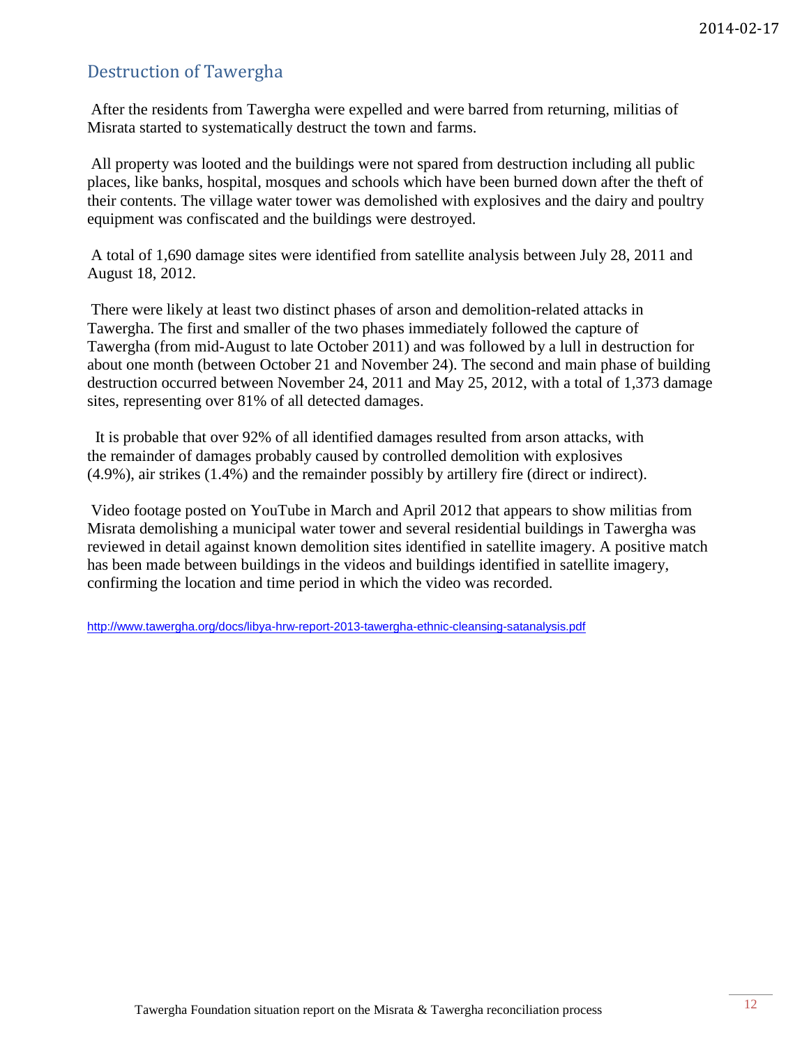## Destruction of Tawergha

After the residents from Tawergha were expelled and were barred from returning, militias of Misrata started to systematically destruct the town and farms.

All property was looted and the buildings were not spared from destruction including all public places, like banks, hospital, mosques and schools which have been burned down after the theft of their contents. The village water tower was demolished with explosives and the dairy and poultry equipment was confiscated and the buildings were destroyed.

A total of 1,690 damage sites were identified from satellite analysis between July 28, 2011 and August 18, 2012.

There were likely at least two distinct phases of arson and demolition-related attacks in Tawergha. The first and smaller of the two phases immediately followed the capture of Tawergha (from mid-August to late October 2011) and was followed by a lull in destruction for about one month (between October 21 and November 24). The second and main phase of building destruction occurred between November 24, 2011 and May 25, 2012, with a total of 1,373 damage sites, representing over 81% of all detected damages.

It is probable that over 92% of all identified damages resulted from arson attacks, with the remainder of damages probably caused by controlled demolition with explosives (4.9%), air strikes (1.4%) and the remainder possibly by artillery fire (direct or indirect).

Video footage posted on YouTube in March and April 2012 that appears to show militias from Misrata demolishing a municipal water tower and several residential buildings in Tawergha was reviewed in detail against known demolition sites identified in satellite imagery. A positive match has been made between buildings in the videos and buildings identified in satellite imagery, confirming the location and time period in which the video was recorded.

http://www.tawergha.org/docs/libya-hrw-report-2013-tawergha-ethnic-cleansing-satanalysis.pdf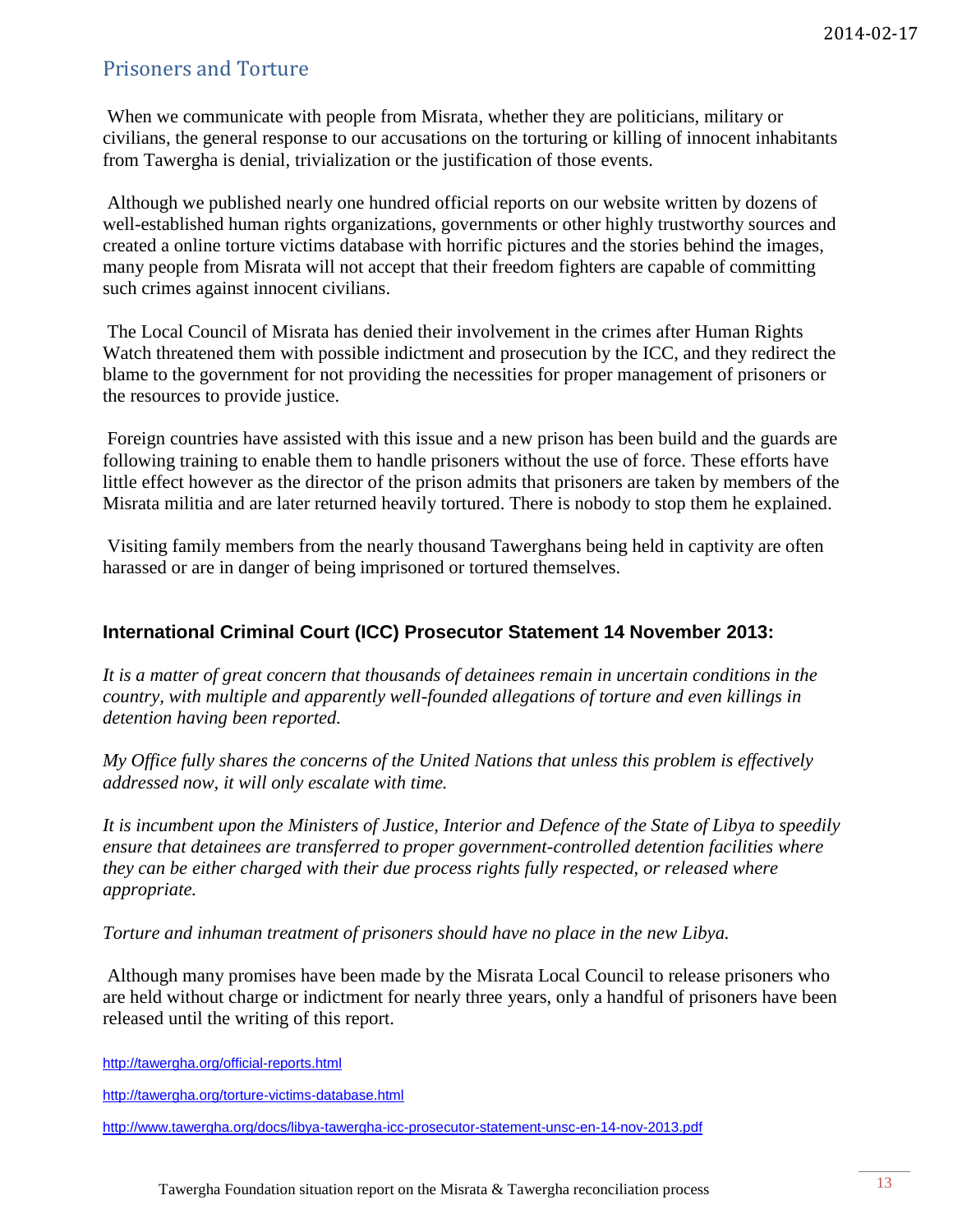## Prisoners and Torture

When we communicate with people from Misrata, whether they are politicians, military or civilians, the general response to our accusations on the torturing or killing of innocent inhabitants from Tawergha is denial, trivialization or the justification of those events.

Although we published nearly one hundred official reports on our website written by dozens of well-established human rights organizations, governments or other highly trustworthy sources and created a online torture victims database with horrific pictures and the stories behind the images, many people from Misrata will not accept that their freedom fighters are capable of committing such crimes against innocent civilians.

The Local Council of Misrata has denied their involvement in the crimes after Human Rights Watch threatened them with possible indictment and prosecution by the ICC, and they redirect the blame to the government for not providing the necessities for proper management of prisoners or the resources to provide justice.

Foreign countries have assisted with this issue and a new prison has been build and the guards are following training to enable them to handle prisoners without the use of force. These efforts have little effect however as the director of the prison admits that prisoners are taken by members of the Misrata militia and are later returned heavily tortured. There is nobody to stop them he explained.

Visiting family members from the nearly thousand Tawerghans being held in captivity are often harassed or are in danger of being imprisoned or tortured themselves.

### International Criminal Court (ICC) Prosecutor Statement 14 November 2013:

*It is a matter of great concern that thousands of detainees remain in uncertain conditions in the country, with multiple and apparently well-founded allegations of torture and even killings in detention having been reported.*

*My Office fully shares the concerns of the United Nations that unless this problem is effectively addressed now, it will only escalate with time.*

*It is incumbent upon the Ministers of Justice, Interior and Defence of the State of Libya to speedily ensure that detainees are transferred to proper government-controlled detention facilities where they can be either charged with their due process rights fully respected, or released where appropriate.*

*Torture and inhuman treatment of prisoners should have no place in the new Libya.*

Although many promises have been made by the Misrata Local Council to release prisoners who are held without charge or indictment for nearly three years, only a handful of prisoners have been released until the writing of this report.

http://tawergha.org/official-reports.html

http://tawergha.org/torture-victims-database.html

http://www.tawergha.org/docs/libya-tawergha-icc-prosecutor-statement-unsc-en-14-nov-2013.pdf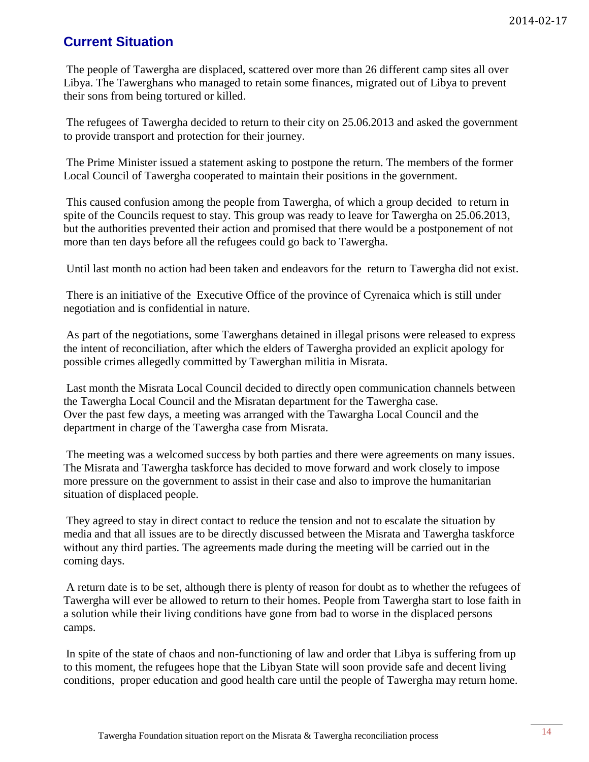## Current Situation

The people of Tawergha are displaced, scattered over more than 26 different camp sites all over Libya. The Tawerghans who managed to retain some finances, migrated out of Libya to prevent their sons from being tortured or killed.

The refugees of Tawergha decided to return to their city on 25.06.2013 and asked the government to provide transport and protection for their journey.

The Prime Minister issued a statement asking to postpone the return. The members of the former Local Council of Tawergha cooperated to maintain their positions in the government.

This caused confusion among the people from Tawergha, of which a group decided to return in spite of the Councils request to stay. This group was ready to leave for Tawergha on 25.06.2013, but the authorities prevented their action and promised that there would be a postponement of not more than ten days before all the refugees could go back to Tawergha.

Until last month no action had been taken and endeavors for the return to Tawergha did not exist.

There is an initiative of the Executive Office of the province of Cyrenaica which is still under negotiation and is confidential in nature.

As part of the negotiations, some Tawerghans detained in illegal prisons were released to express the intent of reconciliation, after which the elders of Tawergha provided an explicit apology for possible crimes allegedly committed by Tawerghan militia in Misrata.

Last month the Misrata Local Council decided to directly open communication channels between the Tawergha Local Council and the Misratan department for the Tawergha case.
Over the past few days, a meeting was arranged with the Tawargha Local Council and the department in charge of the Tawergha case from Misrata.

The meeting was a welcomed success by both parties and there were agreements on many issues. The Misrata and Tawergha taskforce has decided to move forward and work closely to impose more pressure on the government to assist in their case and also to improve the humanitarian situation of displaced people.

They agreed to stay in direct contact to reduce the tension and not to escalate the situation by media and that all issues are to be directly discussed between the Misrata and Tawergha taskforce without any third parties. The agreements made during the meeting will be carried out in the coming days.

A return date is to be set, although there is plenty of reason for doubt as to whether the refugees of Tawergha will ever be allowed to return to their homes. People from Tawergha start to lose faith in a solution while their living conditions have gone from bad to worse in the displaced persons camps.

In spite of the state of chaos and non-functioning of law and order that Libya is suffering from up to this moment, the refugees hope that the Libyan State will soon provide safe and decent living conditions, proper education and good health care until the people of Tawergha may return home.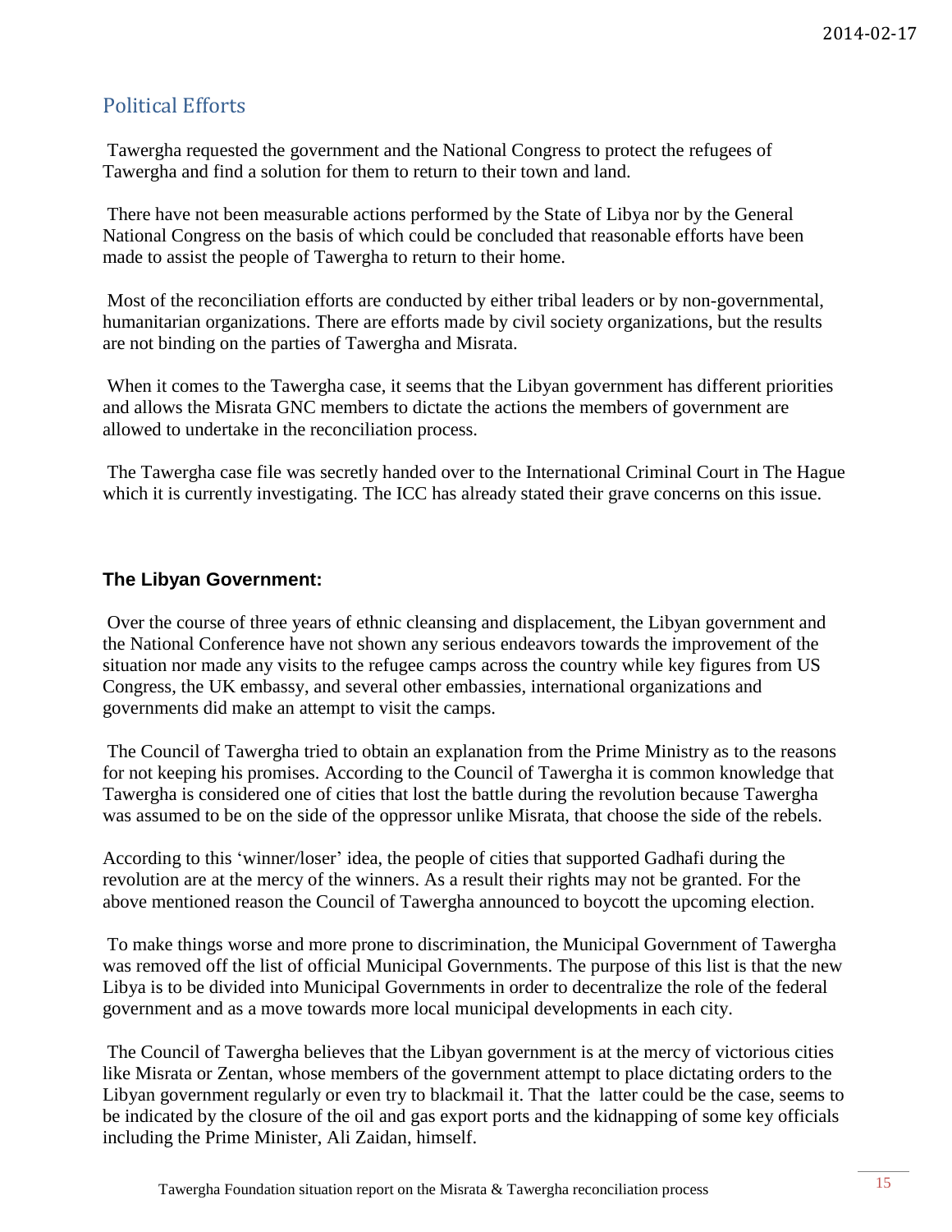## Political Efforts

Tawergha requested the government and the National Congress to protect the refugees of Tawergha and find a solution for them to return to their town and land.

There have not been measurable actions performed by the State of Libya nor by the General National Congress on the basis of which could be concluded that reasonable efforts have been made to assist the people of Tawergha to return to their home.

Most of the reconciliation efforts are conducted by either tribal leaders or by non-governmental, humanitarian organizations. There are efforts made by civil society organizations, but the results are not binding on the parties of Tawergha and Misrata.

When it comes to the Tawergha case, it seems that the Libyan government has different priorities and allows the Misrata GNC members to dictate the actions the members of government are allowed to undertake in the reconciliation process.

The Tawergha case file was secretly handed over to the International Criminal Court in The Hague which it is currently investigating. The ICC has already stated their grave concerns on this issue.

### The Libyan Government:

Over the course of three years of ethnic cleansing and displacement, the Libyan government and the National Conference have not shown any serious endeavors towards the improvement of the situation nor made any visits to the refugee camps across the country while key figures from US Congress, the UK embassy, and several other embassies, international organizations and governments did make an attempt to visit the camps.

The Council of Tawergha tried to obtain an explanation from the Prime Ministry as to the reasons for not keeping his promises. According to the Council of Tawergha it is common knowledge that Tawergha is considered one of cities that lost the battle during the revolution because Tawergha was assumed to be on the side of the oppressor unlike Misrata, that choose the side of the rebels.

According to this 'winner/loser' idea, the people of cities that supported Gadhafi during the revolution are at the mercy of the winners. As a result their rights may not be granted. For the above mentioned reason the Council of Tawergha announced to boycott the upcoming election.

To make things worse and more prone to discrimination, the Municipal Government of Tawergha was removed off the list of official Municipal Governments. The purpose of this list is that the new Libya is to be divided into Municipal Governments in order to decentralize the role of the federal government and as a move towards more local municipal developments in each city.

The Council of Tawergha believes that the Libyan government is at the mercy of victorious cities like Misrata or Zentan, whose members of the government attempt to place dictating orders to the Libyan government regularly or even try to blackmail it. That the latter could be the case, seems to be indicated by the closure of the oil and gas export ports and the kidnapping of some key officials including the Prime Minister, Ali Zaidan, himself.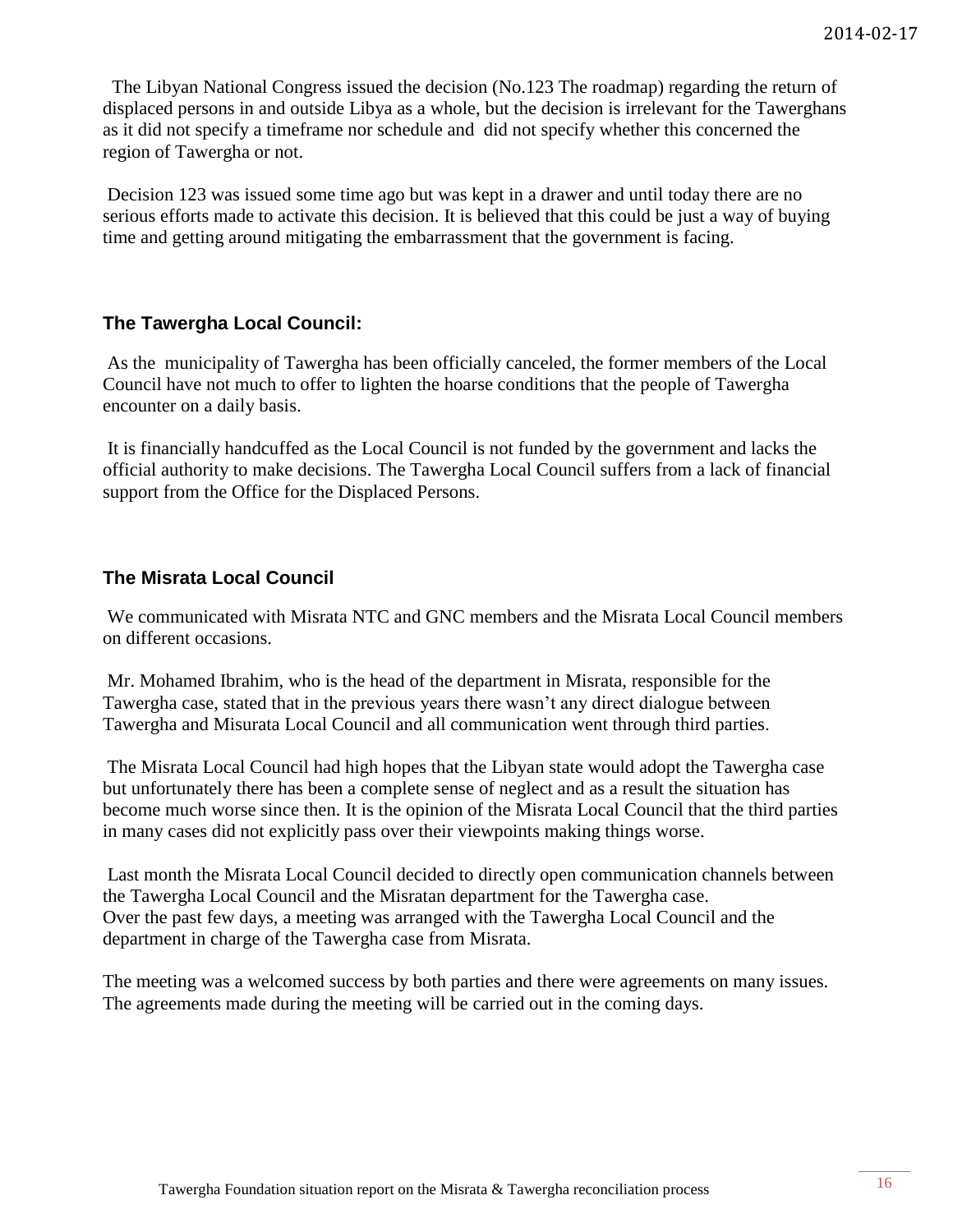The Libyan National Congress issued the decision (No.123 The roadmap) regarding the return of displaced persons in and outside Libya as a whole, but the decision is irrelevant for the Tawerghans as it did not specify a timeframe nor schedule and did not specify whether this concerned the region of Tawergha or not.

Decision 123 was issued some time ago but was kept in a drawer and until today there are no serious efforts made to activate this decision. It is believed that this could be just a way of buying time and getting around mitigating the embarrassment that the government is facing.

### The Tawergha Local Council:

As the municipality of Tawergha has been officially canceled, the former members of the Local Council have not much to offer to lighten the hoarse conditions that the people of Tawergha encounter on a daily basis.

It is financially handcuffed as the Local Council is not funded by the government and lacks the official authority to make decisions. The Tawergha Local Council suffers from a lack of financial support from the Office for the Displaced Persons.

### The Misrata Local Council

We communicated with Misrata NTC and GNC members and the Misrata Local Council members on different occasions.

Mr. Mohamed Ibrahim, who is the head of the department in Misrata, responsible for the Tawergha case, stated that in the previous years there wasn't any direct dialogue between Tawergha and Misurata Local Council and all communication went through third parties.

The Misrata Local Council had high hopes that the Libyan state would adopt the Tawergha case but unfortunately there has been a complete sense of neglect and as a result the situation has become much worse since then. It is the opinion of the Misrata Local Council that the third parties in many cases did not explicitly pass over their viewpoints making things worse.

Last month the Misrata Local Council decided to directly open communication channels between the Tawergha Local Council and the Misratan department for the Tawergha case.
Over the past few days, a meeting was arranged with the Tawergha Local Council and the department in charge of the Tawergha case from Misrata.

The meeting was a welcomed success by both parties and there were agreements on many issues. The agreements made during the meeting will be carried out in the coming days.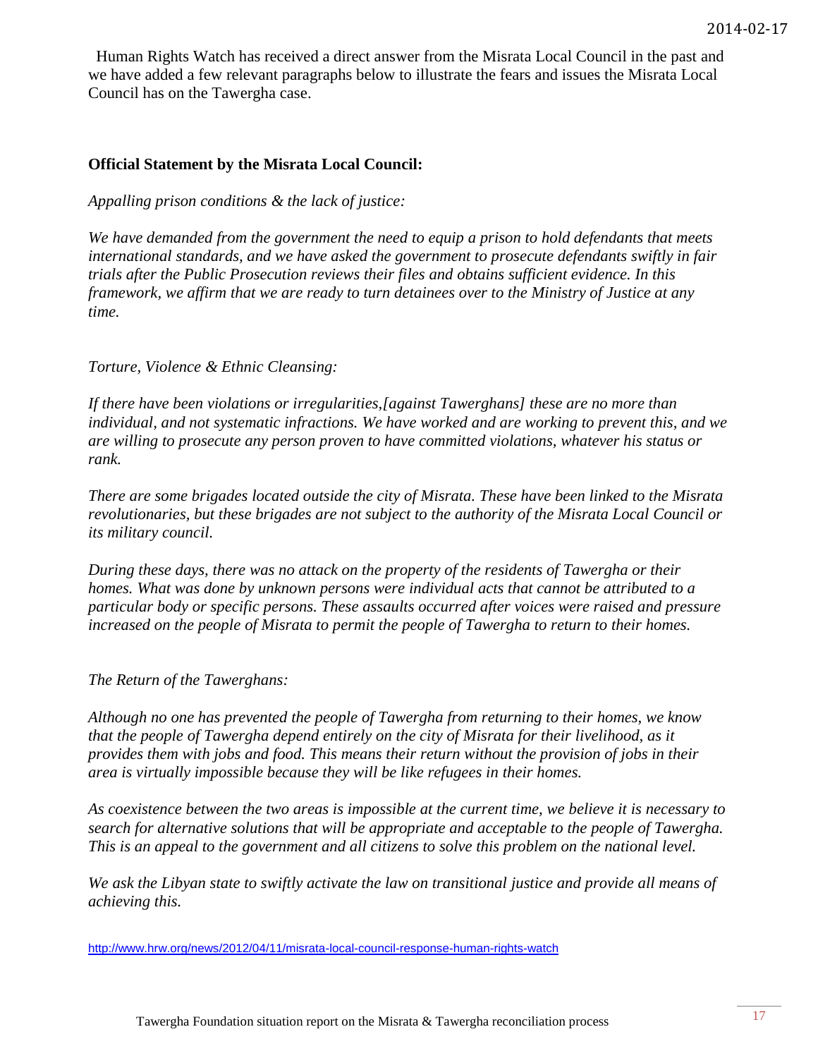Human Rights Watch has received a direct answer from the Misrata Local Council in the past and we have added a few relevant paragraphs below to illustrate the fears and issues the Misrata Local Council has on the Tawergha case.

**Official Statement by the Misrata Local Council:**

*Appalling prison conditions & the lack of justice:*

*We have demanded from the government the need to equip a prison to hold defendants that meets international standards, and we have asked the government to prosecute defendants swiftly in fair trials after the Public Prosecution reviews their files and obtains sufficient evidence. In this framework, we affirm that we are ready to turn detainees over to the Ministry of Justice at any time.*

*Torture, Violence & Ethnic Cleansing:*

*If there have been violations or irregularities,[against Tawerghans] these are no more than individual, and not systematic infractions. We have worked and are working to prevent this, and we are willing to prosecute any person proven to have committed violations, whatever his status or rank.*

*There are some brigades located outside the city of Misrata. These have been linked to the Misrata revolutionaries, but these brigades are not subject to the authority of the Misrata Local Council or its military council.*

*During these days, there was no attack on the property of the residents of Tawergha or their homes. What was done by unknown persons were individual acts that cannot be attributed to a particular body or specific persons. These assaults occurred after voices were raised and pressure increased on the people of Misrata to permit the people of Tawergha to return to their homes.*

*The Return of the Tawerghans:*

*Although no one has prevented the people of Tawergha from returning to their homes, we know that the people of Tawergha depend entirely on the city of Misrata for their livelihood, as it provides them with jobs and food. This means their return without the provision of jobs in their area is virtually impossible because they will be like refugees in their homes.*

*As coexistence between the two areas is impossible at the current time, we believe it is necessary to search for alternative solutions that will be appropriate and acceptable to the people of Tawergha. This is an appeal to the government and all citizens to solve this problem on the national level.*

*We ask the Libyan state to swiftly activate the law on transitional justice and provide all means of achieving this.*

http://www.hrw.org/news/2012/04/11/misrata-local-council-response-human-rights-watch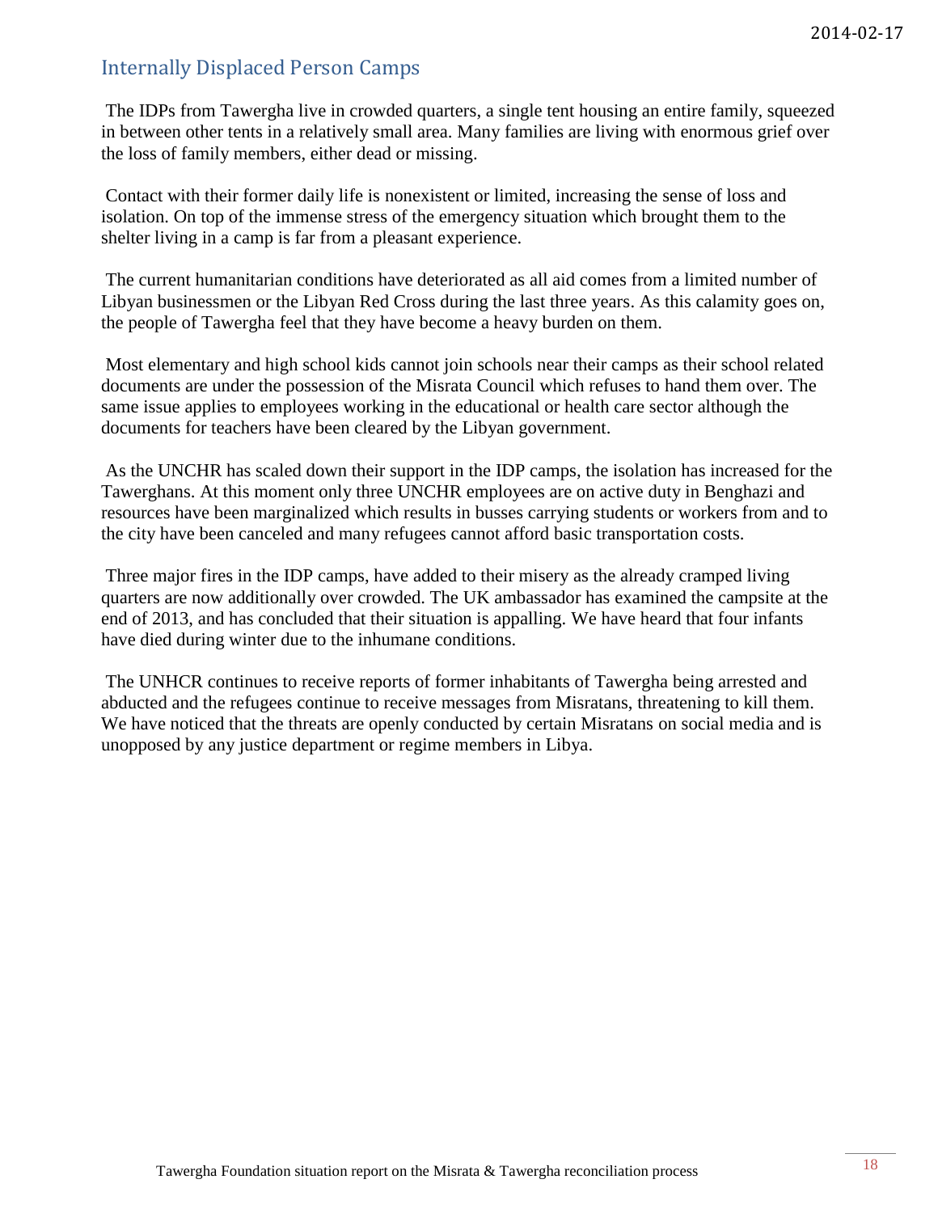## Internally Displaced Person Camps

The IDPs from Tawergha live in crowded quarters, a single tent housing an entire family, squeezed in between other tents in a relatively small area. Many families are living with enormous grief over the loss of family members, either dead or missing.

Contact with their former daily life is nonexistent or limited, increasing the sense of loss and isolation. On top of the immense stress of the emergency situation which brought them to the shelter living in a camp is far from a pleasant experience.

The current humanitarian conditions have deteriorated as all aid comes from a limited number of Libyan businessmen or the Libyan Red Cross during the last three years. As this calamity goes on, the people of Tawergha feel that they have become a heavy burden on them.

Most elementary and high school kids cannot join schools near their camps as their school related documents are under the possession of the Misrata Council which refuses to hand them over. The same issue applies to employees working in the educational or health care sector although the documents for teachers have been cleared by the Libyan government.

As the UNCHR has scaled down their support in the IDP camps, the isolation has increased for the Tawerghans. At this moment only three UNCHR employees are on active duty in Benghazi and resources have been marginalized which results in busses carrying students or workers from and to the city have been canceled and many refugees cannot afford basic transportation costs.

Three major fires in the IDP camps, have added to their misery as the already cramped living quarters are now additionally over crowded. The UK ambassador has examined the campsite at the end of 2013, and has concluded that their situation is appalling. We have heard that four infants have died during winter due to the inhumane conditions.

The UNHCR continues to receive reports of former inhabitants of Tawergha being arrested and abducted and the refugees continue to receive messages from Misratans, threatening to kill them. We have noticed that the threats are openly conducted by certain Misratans on social media and is unopposed by any justice department or regime members in Libya.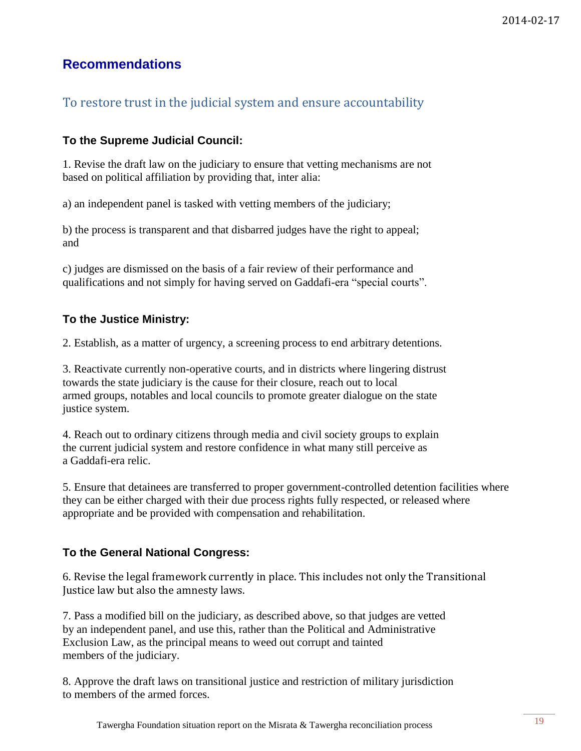## Recommendations

### To restore trust in the judicial system and ensure accountability

#### To the Supreme Judicial Council:

1. Revise the draft law on the judiciary to ensure that vetting mechanisms are not based on political affiliation by providing that, inter alia:

a) an independent panel is tasked with vetting members of the judiciary;

b) the process is transparent and that disbarred judges have the right to appeal; and

c) judges are dismissed on the basis of a fair review of their performance and qualifications and not simply for having served on Gaddafi-era "special courts".

#### To the Justice Ministry:

2. Establish, as a matter of urgency, a screening process to end arbitrary detentions.

3. Reactivate currently non-operative courts, and in districts where lingering distrust towards the state judiciary is the cause for their closure, reach out to local armed groups, notables and local councils to promote greater dialogue on the state justice system.

4. Reach out to ordinary citizens through media and civil society groups to explain the current judicial system and restore confidence in what many still perceive as a Gaddafi-era relic.

5. Ensure that detainees are transferred to proper government-controlled detention facilities where they can be either charged with their due process rights fully respected, or released where appropriate and be provided with compensation and rehabilitation.

#### To the General National Congress:

6. Revise the legal framework currently in place. This includes not only the Transitional Justice law but also the amnesty laws.

7. Pass a modified bill on the judiciary, as described above, so that judges are vetted by an independent panel, and use this, rather than the Political and Administrative Exclusion Law, as the principal means to weed out corrupt and tainted members of the judiciary.

8. Approve the draft laws on transitional justice and restriction of military jurisdiction to members of the armed forces.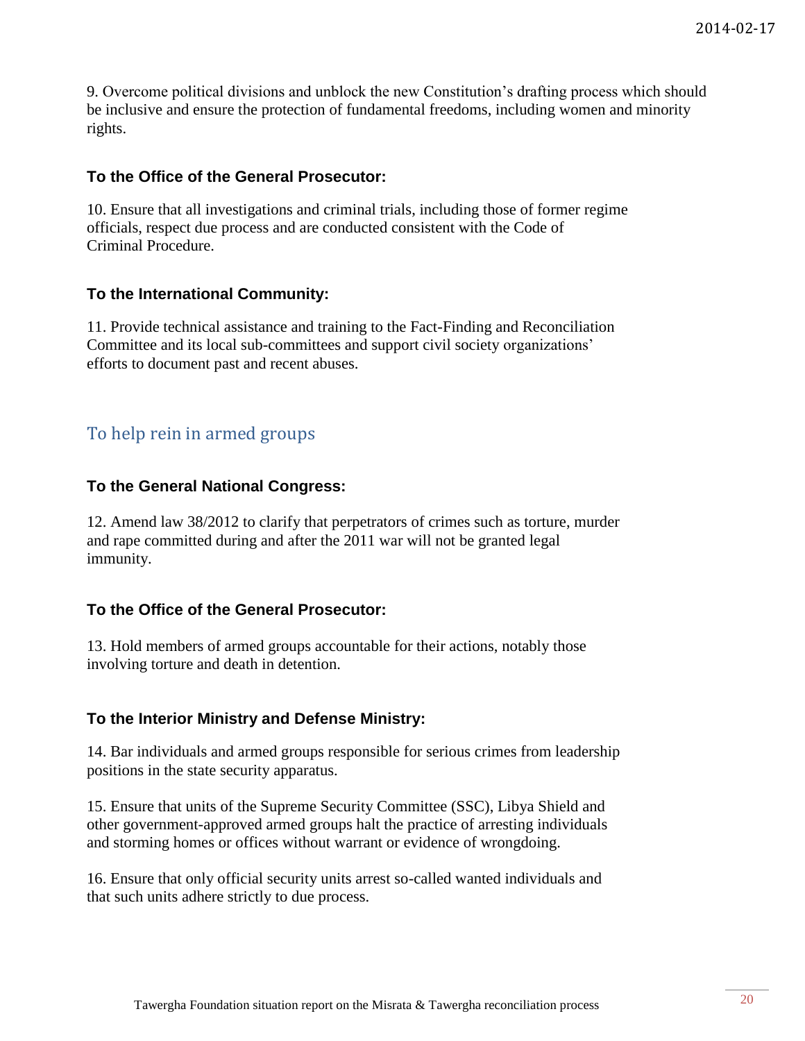9. Overcome political divisions and unblock the new Constitution's drafting process which should be inclusive and ensure the protection of fundamental freedoms, including women and minority rights.

**To the Office of the General Prosecutor:**

10. Ensure that all investigations and criminal trials, including those of former regime officials, respect due process and are conducted consistent with the Code of Criminal Procedure.

**To the International Community:**

11. Provide technical assistance and training to the Fact-Finding and Reconciliation Committee and its local sub-committees and support civil society organizations' efforts to document past and recent abuses.

## To help rein in armed groups

**To the General National Congress:**

12. Amend law 38/2012 to clarify that perpetrators of crimes such as torture, murder and rape committed during and after the 2011 war will not be granted legal immunity.

**To the Office of the General Prosecutor:**

13. Hold members of armed groups accountable for their actions, notably those involving torture and death in detention.

**To the Interior Ministry and Defense Ministry:**

14. Bar individuals and armed groups responsible for serious crimes from leadership positions in the state security apparatus.

15. Ensure that units of the Supreme Security Committee (SSC), Libya Shield and other government-approved armed groups halt the practice of arresting individuals and storming homes or offices without warrant or evidence of wrongdoing.

16. Ensure that only official security units arrest so-called wanted individuals and that such units adhere strictly to due process.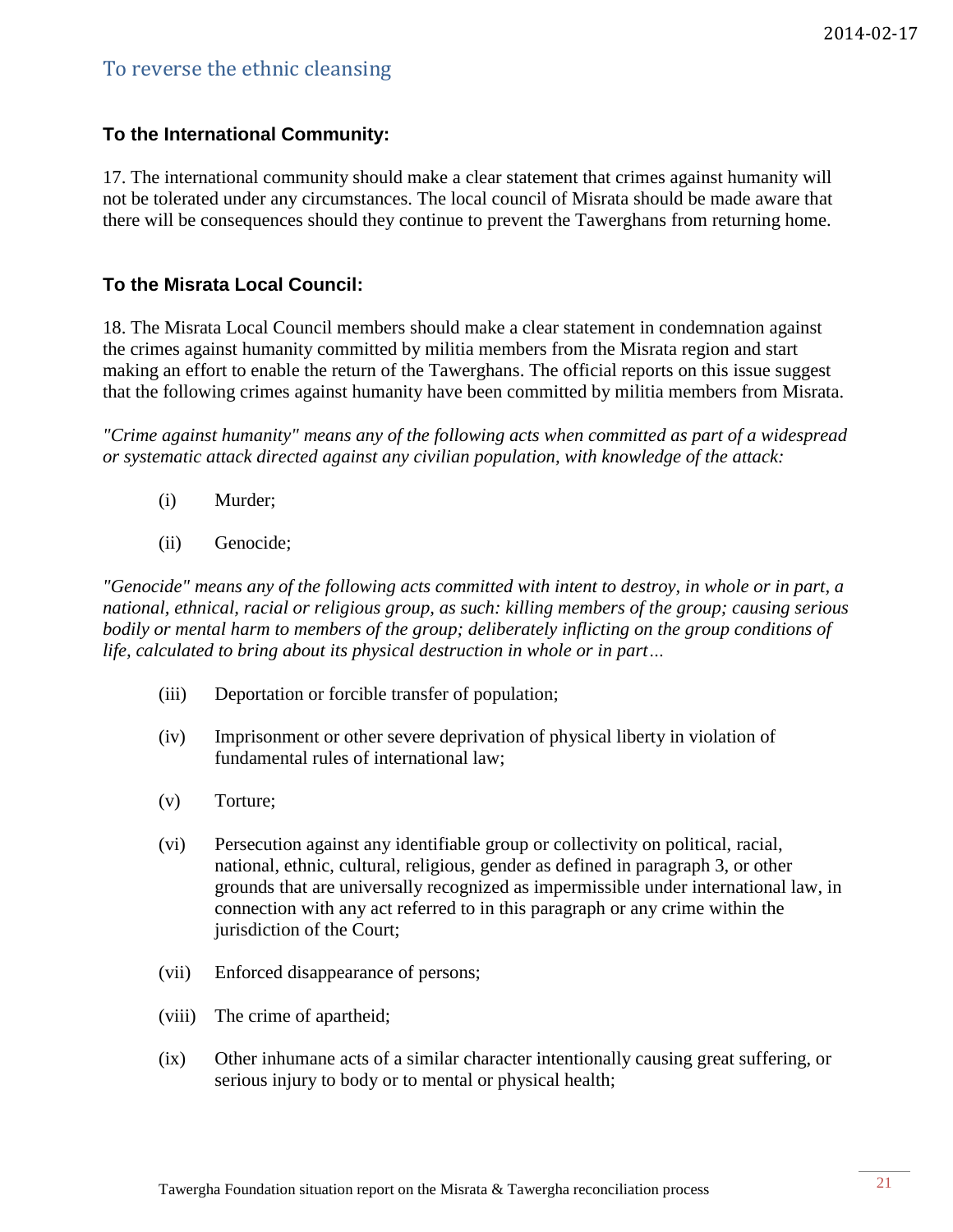## To reverse the ethnic cleansing

### To the International Community:

17. The international community should make a clear statement that crimes against humanity will not be tolerated under any circumstances. The local council of Misrata should be made aware that there will be consequences should they continue to prevent the Tawerghans from returning home.

### To the Misrata Local Council:

18. The Misrata Local Council members should make a clear statement in condemnation against the crimes against humanity committed by militia members from the Misrata region and start making an effort to enable the return of the Tawerghans. The official reports on this issue suggest that the following crimes against humanity have been committed by militia members from Misrata.

*"Crime against humanity" means any of the following acts when committed as part of a widespread or systematic attack directed against any civilian population, with knowledge of the attack:*

- (i) Murder;
- (ii) Genocide;

*"Genocide" means any of the following acts committed with intent to destroy, in whole or in part, a national, ethnical, racial or religious group, as such: killing members of the group; causing serious bodily or mental harm to members of the group; deliberately inflicting on the group conditions of life, calculated to bring about its physical destruction in whole or in part…*

- (iii) Deportation or forcible transfer of population;
- (iv) Imprisonment or other severe deprivation of physical liberty in violation of fundamental rules of international law;
- (v) Torture;
- (vi) Persecution against any identifiable group or collectivity on political, racial, national, ethnic, cultural, religious, gender as defined in paragraph 3, or other grounds that are universally recognized as impermissible under international law, in connection with any act referred to in this paragraph or any crime within the jurisdiction of the Court;
- (vii) Enforced disappearance of persons;
- (viii) The crime of apartheid;
- (ix) Other inhumane acts of a similar character intentionally causing great suffering, or serious injury to body or to mental or physical health;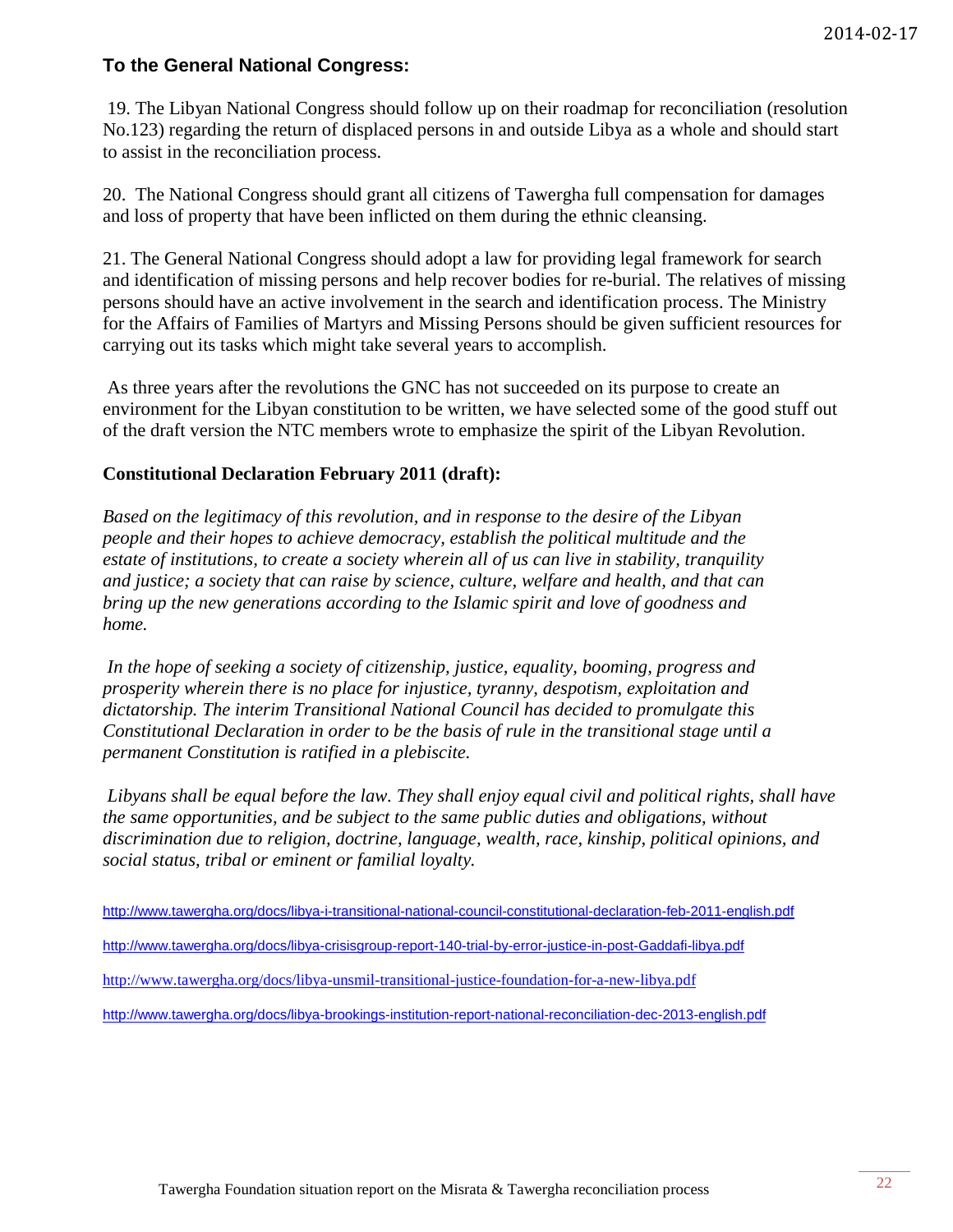### To the General National Congress:

19. The Libyan National Congress should follow up on their roadmap for reconciliation (resolution No.123) regarding the return of displaced persons in and outside Libya as a whole and should start to assist in the reconciliation process.

20. The National Congress should grant all citizens of Tawergha full compensation for damages and loss of property that have been inflicted on them during the ethnic cleansing.

21. The General National Congress should adopt a law for providing legal framework for search and identification of missing persons and help recover bodies for re-burial. The relatives of missing persons should have an active involvement in the search and identification process. The Ministry for the Affairs of Families of Martyrs and Missing Persons should be given sufficient resources for carrying out its tasks which might take several years to accomplish.

As three years after the revolutions the GNC has not succeeded on its purpose to create an environment for the Libyan constitution to be written, we have selected some of the good stuff out of the draft version the NTC members wrote to emphasize the spirit of the Libyan Revolution.

**Constitutional Declaration February 2011 (draft):**

*Based on the legitimacy of this revolution, and in response to the desire of the Libyan people and their hopes to achieve democracy, establish the political multitude and the estate of institutions, to create a society wherein all of us can live in stability, tranquility and justice; a society that can raise by science, culture, welfare and health, and that can bring up the new generations according to the Islamic spirit and love of goodness and home.*

*In the hope of seeking a society of citizenship, justice, equality, booming, progress and prosperity wherein there is no place for injustice, tyranny, despotism, exploitation and dictatorship. The interim Transitional National Council has decided to promulgate this Constitutional Declaration in order to be the basis of rule in the transitional stage until a permanent Constitution is ratified in a plebiscite.*

*Libyans shall be equal before the law. They shall enjoy equal civil and political rights, shall have the same opportunities, and be subject to the same public duties and obligations, without discrimination due to religion, doctrine, language, wealth, race, kinship, political opinions, and social status, tribal or eminent or familial loyalty.*

http://www.tawergha.org/docs/libya-i-transitional-national-council-constitutional-declaration-feb-2011-english.pdf

http://www.tawergha.org/docs/libya-crisisgroup-report-140-trial-by-error-justice-in-post-Gaddafi-libya.pdf

http://www.tawergha.org/docs/libya-unsmil-transitional-justice-foundation-for-a-new-libya.pdf

http://www.tawergha.org/docs/libya-brookings-institution-report-national-reconciliation-dec-2013-english.pdf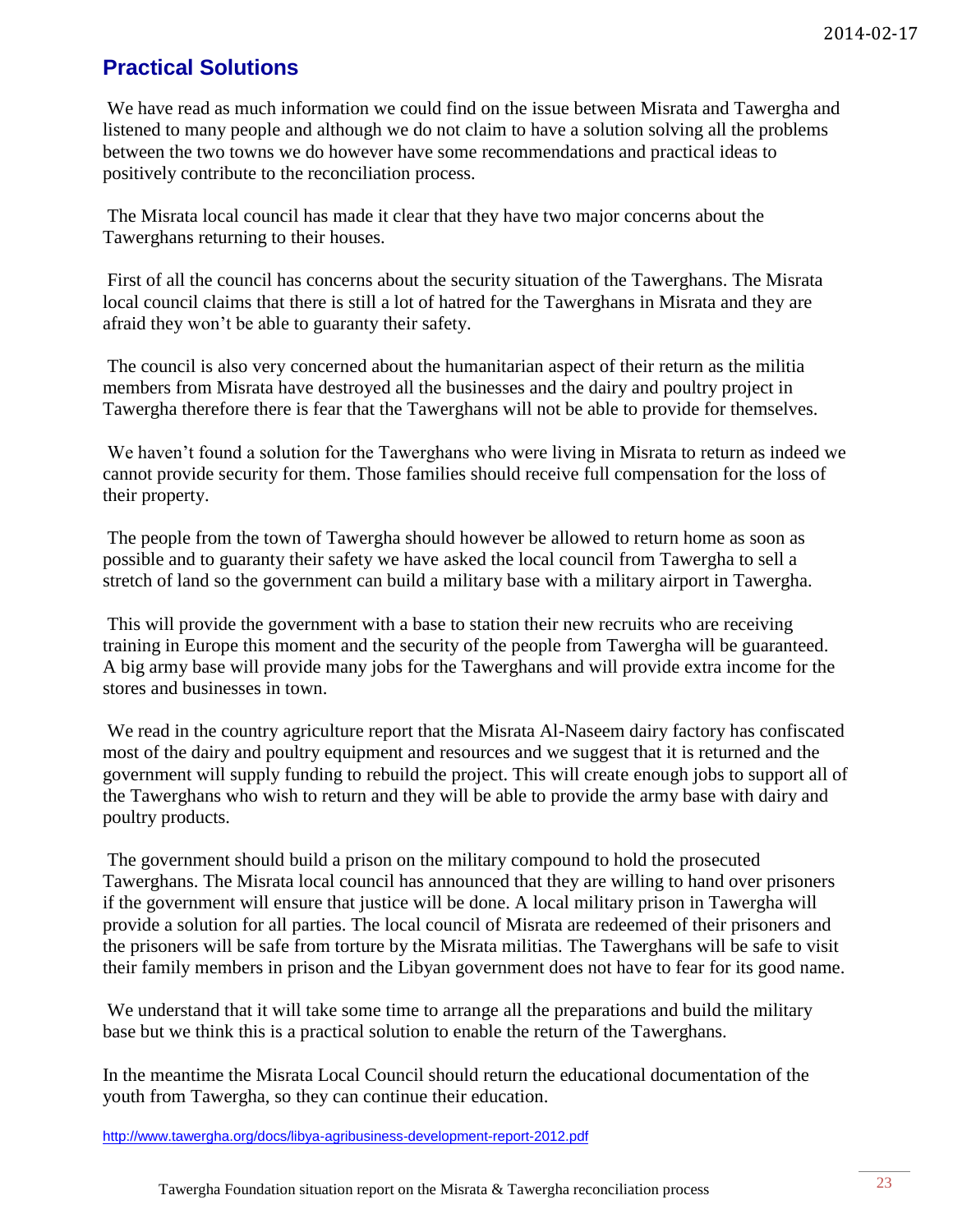## Practical Solutions

We have read as much information we could find on the issue between Misrata and Tawergha and listened to many people and although we do not claim to have a solution solving all the problems between the two towns we do however have some recommendations and practical ideas to positively contribute to the reconciliation process.

The Misrata local council has made it clear that they have two major concerns about the Tawerghans returning to their houses.

First of all the council has concerns about the security situation of the Tawerghans. The Misrata local council claims that there is still a lot of hatred for the Tawerghans in Misrata and they are afraid they won't be able to guaranty their safety.

The council is also very concerned about the humanitarian aspect of their return as the militia members from Misrata have destroyed all the businesses and the dairy and poultry project in Tawergha therefore there is fear that the Tawerghans will not be able to provide for themselves.

We haven't found a solution for the Tawerghans who were living in Misrata to return as indeed we cannot provide security for them. Those families should receive full compensation for the loss of their property.

The people from the town of Tawergha should however be allowed to return home as soon as possible and to guaranty their safety we have asked the local council from Tawergha to sell a stretch of land so the government can build a military base with a military airport in Tawergha.

This will provide the government with a base to station their new recruits who are receiving training in Europe this moment and the security of the people from Tawergha will be guaranteed. A big army base will provide many jobs for the Tawerghans and will provide extra income for the stores and businesses in town.

We read in the country agriculture report that the Misrata Al-Naseem dairy factory has confiscated most of the dairy and poultry equipment and resources and we suggest that it is returned and the government will supply funding to rebuild the project. This will create enough jobs to support all of the Tawerghans who wish to return and they will be able to provide the army base with dairy and poultry products.

The government should build a prison on the military compound to hold the prosecuted Tawerghans. The Misrata local council has announced that they are willing to hand over prisoners if the government will ensure that justice will be done. A local military prison in Tawergha will provide a solution for all parties. The local council of Misrata are redeemed of their prisoners and the prisoners will be safe from torture by the Misrata militias. The Tawerghans will be safe to visit their family members in prison and the Libyan government does not have to fear for its good name.

We understand that it will take some time to arrange all the preparations and build the military base but we think this is a practical solution to enable the return of the Tawerghans.

In the meantime the Misrata Local Council should return the educational documentation of the youth from Tawergha, so they can continue their education.

http://www.tawergha.org/docs/libya-agribusiness-development-report-2012.pdf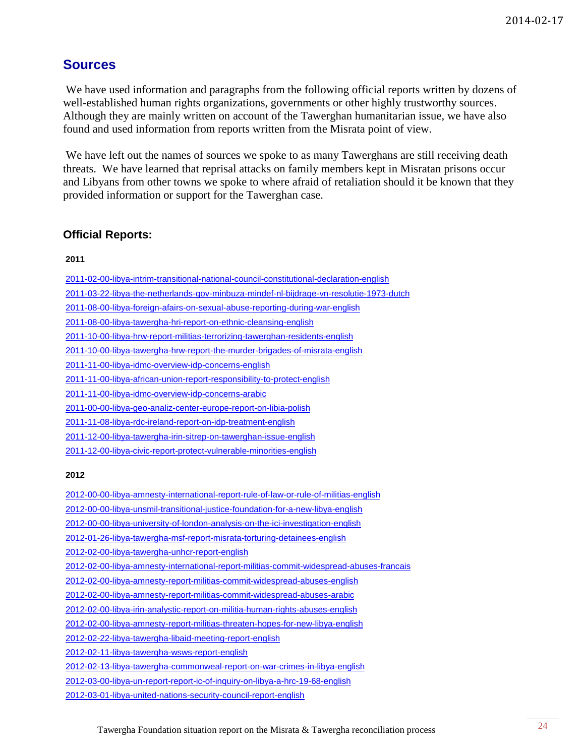## Sources

We have used information and paragraphs from the following official reports written by dozens of well-established human rights organizations, governments or other highly trustworthy sources. Although they are mainly written on account of the Tawerghan humanitarian issue, we have also found and used information from reports written from the Misrata point of view.

We have left out the names of sources we spoke to as many Tawerghans are still receiving death threats. We have learned that reprisal attacks on family members kept in Misratan prisons occur and Libyans from other towns we spoke to where afraid of retaliation should it be known that they provided information or support for the Tawerghan case.

### Official Reports:

**2011**

2011-02-00-libya-intrim-transitional-national-council-constitutional-declaration-english
2011-03-22-libya-the-netherlands-gov-minbuza-mindef-nl-bijdrage-vn-resolutie-1973-dutch
2011-08-00-libya-foreign-afairs-on-sexual-abuse-reporting-during-war-english
2011-08-00-libya-tawergha-hri-report-on-ethnic-cleansing-english
2011-10-00-libya-hrw-report-militias-terrorizing-tawerghan-residents-english
2011-10-00-libya-tawergha-hrw-report-the-murder-brigades-of-misrata-english
2011-11-00-libya-idmc-overview-idp-concerns-english
2011-11-00-libya-african-union-report-responsibility-to-protect-english
2011-11-00-libya-idmc-overview-idp-concerns-arabic
2011-00-00-libya-geo-analiz-center-europe-report-on-libia-polish
2011-11-08-libya-rdc-ireland-report-on-idp-treatment-english
2011-12-00-libya-tawergha-irin-sitrep-on-tawerghan-issue-english
2011-12-00-libya-civic-report-protect-vulnerable-minorities-english

**2012**

2012-00-00-libya-amnesty-international-report-rule-of-law-or-rule-of-militias-english
2012-00-00-libya-unsmil-transitional-justice-foundation-for-a-new-libya-english
2012-00-00-libya-university-of-london-analysis-on-the-ici-investigation-english
2012-01-26-libya-tawergha-msf-report-misrata-torturing-detainees-english
2012-02-00-libya-tawergha-unhcr-report-english
2012-02-00-libya-amnesty-international-report-militias-commit-widespread-abuses-francais
2012-02-00-libya-amnesty-report-militias-commit-widespread-abuses-english
2012-02-00-libya-amnesty-report-militias-commit-widespread-abuses-arabic
2012-02-00-libya-irin-analystic-report-on-militia-human-rights-abuses-english
2012-02-00-libya-amnesty-report-militias-threaten-hopes-for-new-libya-english
2012-02-22-libya-tawergha-libaid-meeting-report-english
2012-02-11-libya-tawergha-wsws-report-english
2012-02-13-libya-tawergha-commonweal-report-on-war-crimes-in-libya-english
2012-03-00-libya-un-report-report-ic-of-inquiry-on-libya-a-hrc-19-68-english
2012-03-01-libya-united-nations-security-council-report-english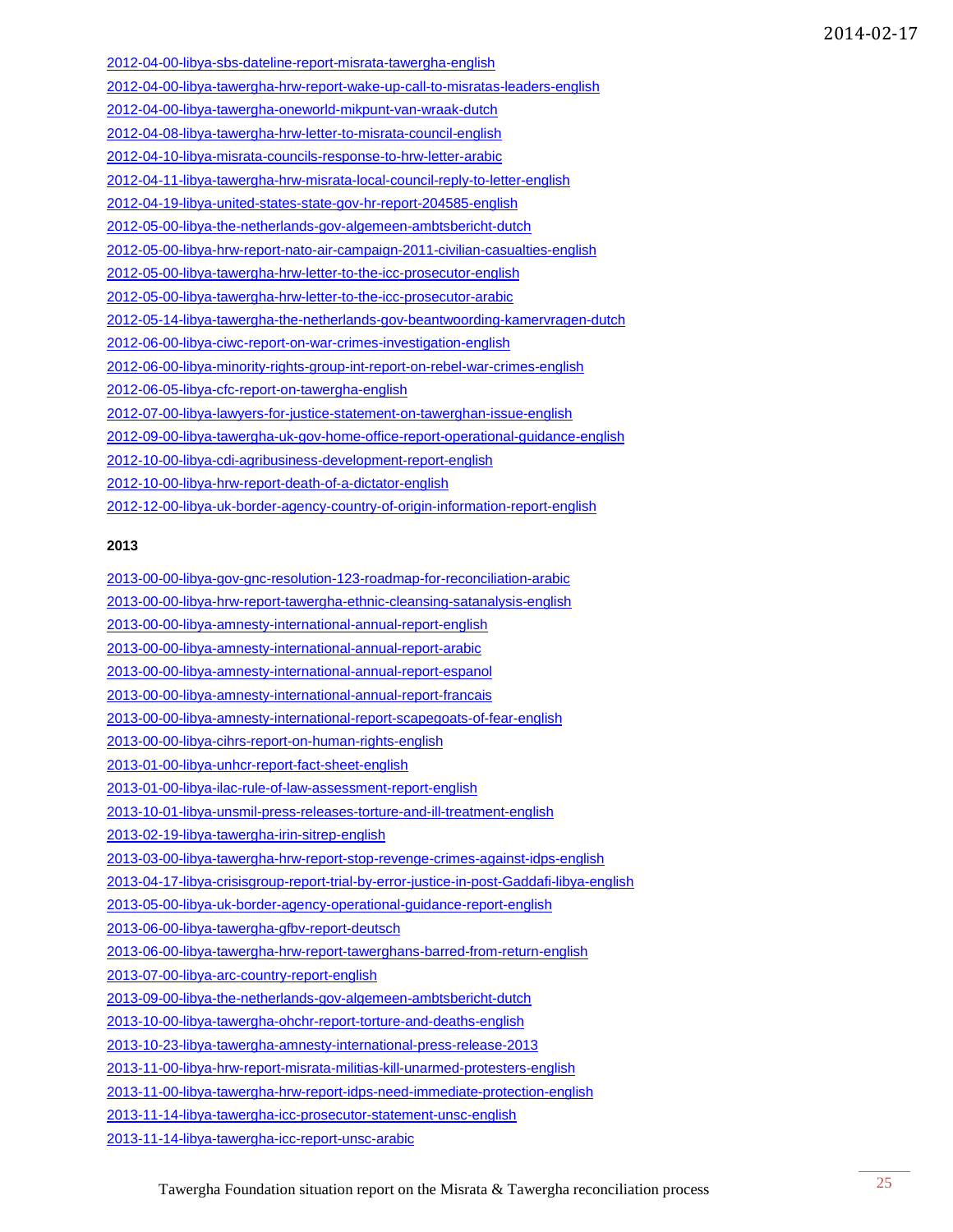2012-04-00-libya-sbs-dateline-report-misrata-tawergha-english

2012-04-00-libya-tawergha-hrw-report-wake-up-call-to-misratas-leaders-english

2012-04-00-libya-tawergha-oneworld-mikpunt-van-wraak-dutch

2012-04-08-libya-tawergha-hrw-letter-to-misrata-council-english

2012-04-10-libya-misrata-councils-response-to-hrw-letter-arabic

2012-04-11-libya-tawergha-hrw-misrata-local-council-reply-to-letter-english

2012-04-19-libya-united-states-state-gov-hr-report-204585-english

2012-05-00-libya-the-netherlands-gov-algemeen-ambtsbericht-dutch

2012-05-00-libya-hrw-report-nato-air-campaign-2011-civilian-casualties-english

2012-05-00-libya-tawergha-hrw-letter-to-the-icc-prosecutor-english

2012-05-00-libya-tawergha-hrw-letter-to-the-icc-prosecutor-arabic

2012-05-14-libya-tawergha-the-netherlands-gov-beantwoording-kamervragen-dutch

2012-06-00-libya-ciwc-report-on-war-crimes-investigation-english

2012-06-00-libya-minority-rights-group-int-report-on-rebel-war-crimes-english

2012-06-05-libya-cfc-report-on-tawergha-english

2012-07-00-libya-lawyers-for-justice-statement-on-tawerghan-issue-english

2012-09-00-libya-tawergha-uk-gov-home-office-report-operational-guidance-english

2012-10-00-libya-cdi-agribusiness-development-report-english

2012-10-00-libya-hrw-report-death-of-a-dictator-english

2012-12-00-libya-uk-border-agency-country-of-origin-information-report-english

**2013**

2013-00-00-libya-gov-gnc-resolution-123-roadmap-for-reconciliation-arabic

2013-00-00-libya-hrw-report-tawergha-ethnic-cleansing-satanalysis-english

2013-00-00-libya-amnesty-international-annual-report-english

2013-00-00-libya-amnesty-international-annual-report-arabic

2013-00-00-libya-amnesty-international-annual-report-espanol

2013-00-00-libya-amnesty-international-annual-report-francais

2013-00-00-libya-amnesty-international-report-scapegoats-of-fear-english

2013-00-00-libya-cihrs-report-on-human-rights-english

2013-01-00-libya-unhcr-report-fact-sheet-english

2013-01-00-libya-ilac-rule-of-law-assessment-report-english

2013-10-01-libya-unsmil-press-releases-torture-and-ill-treatment-english

2013-02-19-libya-tawergha-irin-sitrep-english

2013-03-00-libya-tawergha-hrw-report-stop-revenge-crimes-against-idps-english

2013-04-17-libya-crisisgroup-report-trial-by-error-justice-in-post-Gaddafi-libya-english

2013-05-00-libya-uk-border-agency-operational-guidance-report-english

2013-06-00-libya-tawergha-gfbv-report-deutsch

2013-06-00-libya-tawergha-hrw-report-tawerghans-barred-from-return-english

2013-07-00-libya-arc-country-report-english

2013-09-00-libya-the-netherlands-gov-algemeen-ambtsbericht-dutch

2013-10-00-libya-tawergha-ohchr-report-torture-and-deaths-english

2013-10-23-libya-tawergha-amnesty-international-press-release-2013

2013-11-00-libya-hrw-report-misrata-militias-kill-unarmed-protesters-english

2013-11-00-libya-tawergha-hrw-report-idps-need-immediate-protection-english

2013-11-14-libya-tawergha-icc-prosecutor-statement-unsc-english

2013-11-14-libya-tawergha-icc-report-unsc-arabic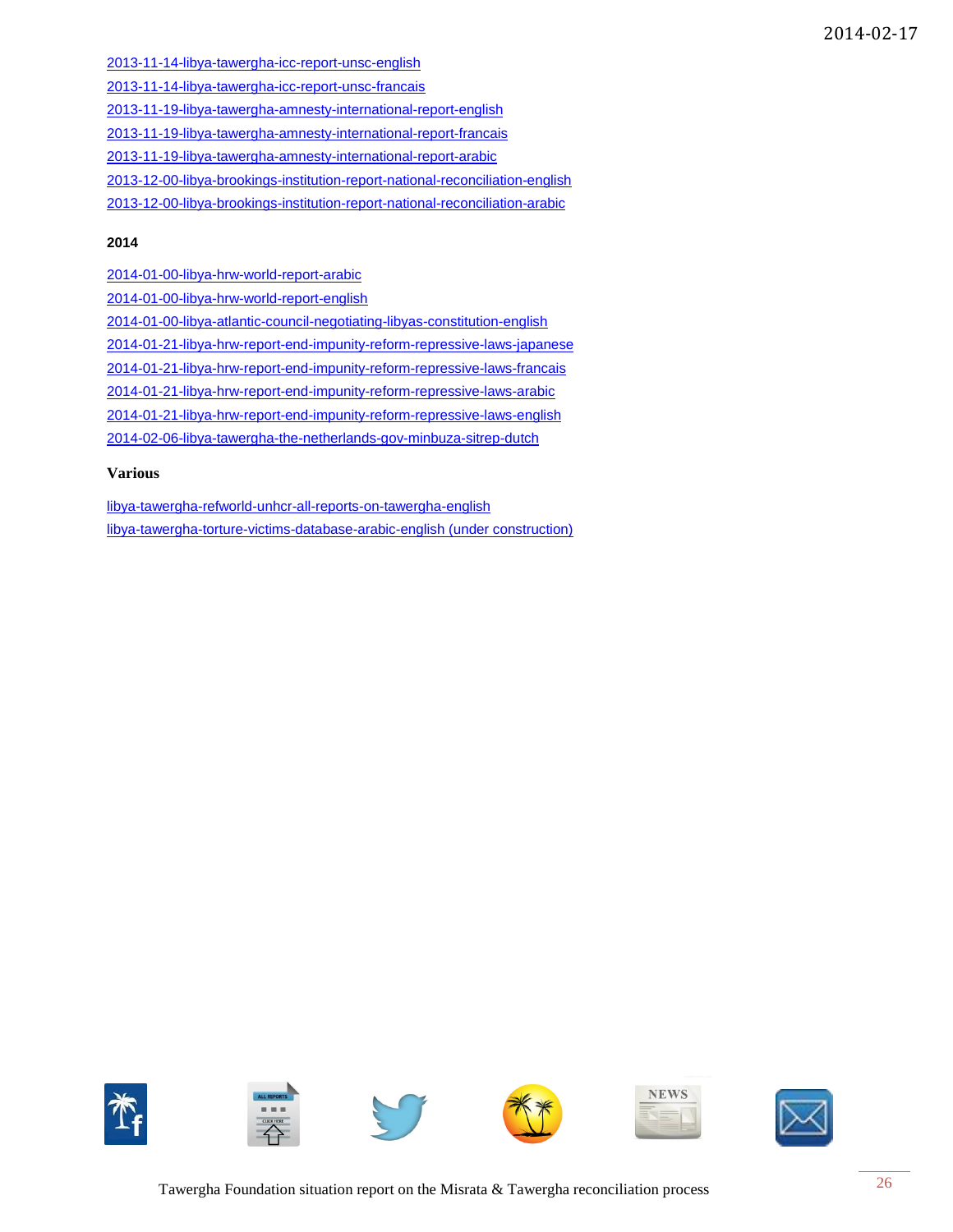2013-11-14-libya-tawergha-icc-report-unsc-english
2013-11-14-libya-tawergha-icc-report-unsc-francais
2013-11-19-libya-tawergha-amnesty-international-report-english
2013-11-19-libya-tawergha-amnesty-international-report-francais
2013-11-19-libya-tawergha-amnesty-international-report-arabic
2013-12-00-libya-brookings-institution-report-national-reconciliation-english
2013-12-00-libya-brookings-institution-report-national-reconciliation-arabic

**2014**

2014-01-00-libya-hrw-world-report-arabic
2014-01-00-libya-hrw-world-report-english
2014-01-00-libya-atlantic-council-negotiating-libyas-constitution-english
2014-01-21-libya-hrw-report-end-impunity-reform-repressive-laws-japanese
2014-01-21-libya-hrw-report-end-impunity-reform-repressive-laws-francais
2014-01-21-libya-hrw-report-end-impunity-reform-repressive-laws-arabic
2014-01-21-libya-hrw-report-end-impunity-reform-repressive-laws-english
2014-02-06-libya-tawergha-the-netherlands-gov-minbuza-sitrep-dutch

**Various**

libya-tawergha-refworld-unhcr-all-reports-on-tawergha-english
libya-tawergha-torture-victims-database-arabic-english (under construction)